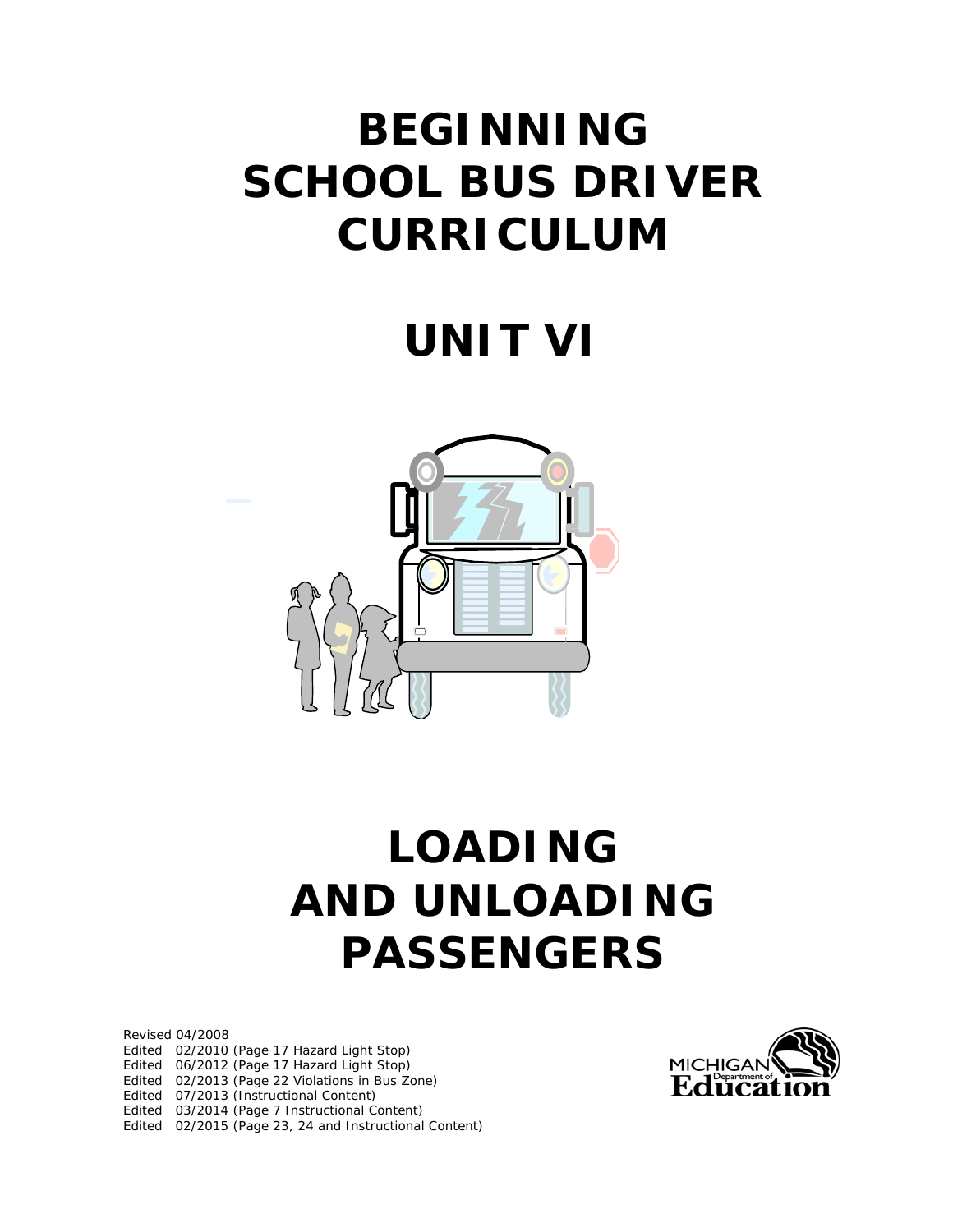# BEGINNING SCHOOL BUS DRIVER CURRICULUM

# UNIT VI

# LOADING AND UNLOADING PASSENGERS

Revised 04/2008
Edited 02/2010 (Page 17 Hazard Light Stop)
Edited 06/2012 (Page 17 Hazard Light Stop)
Edited 02/2013 (Page 22 Violations in Bus Zone)
Edited 07/2013 (Instructional Content)
Edited 03/2014 (Page 7 Instructional Content)
Edited 02/2015 (Page 23, 24 and Instructional Content)

MICHIGAN Department of Education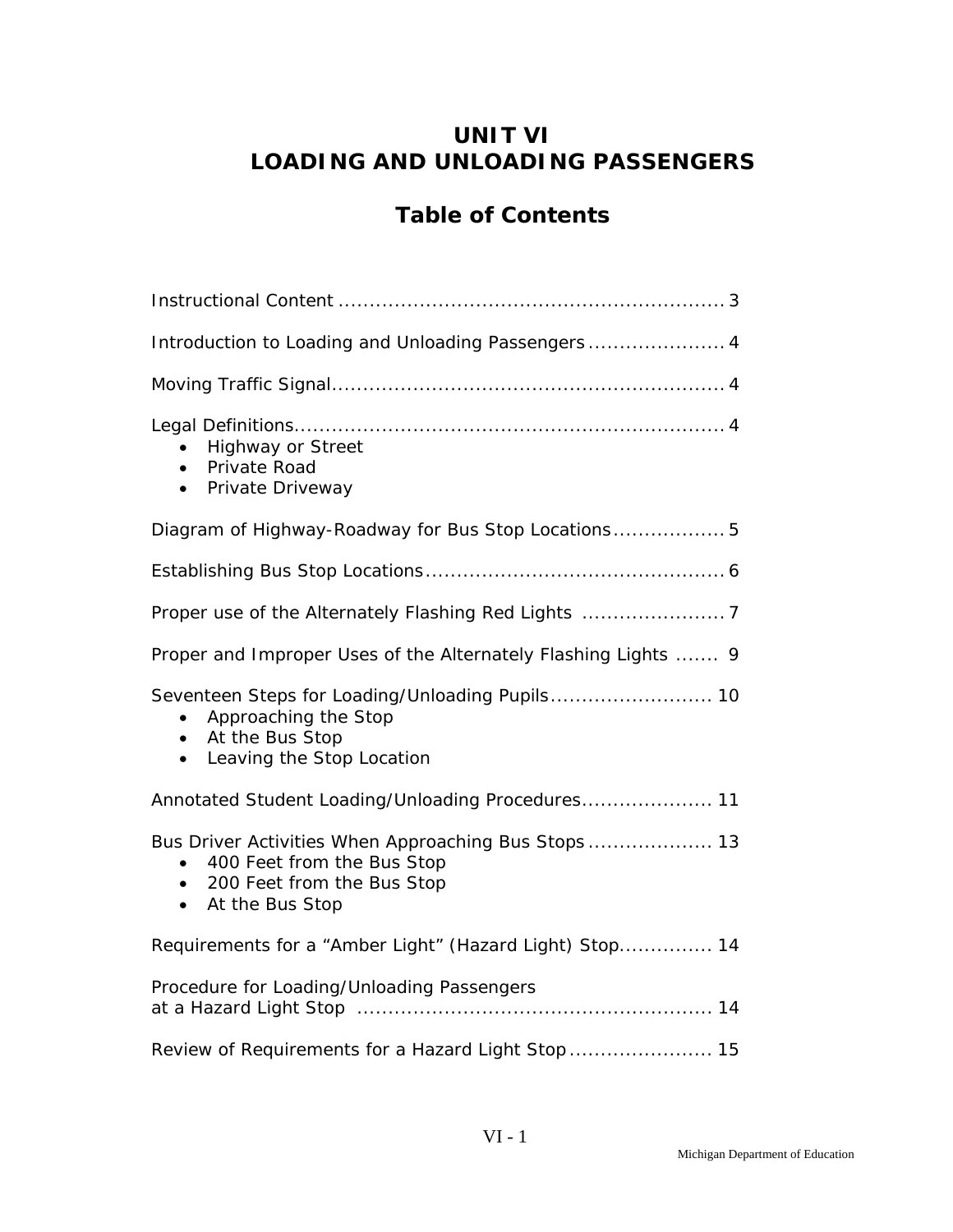# UNIT VI
# LOADING AND UNLOADING PASSENGERS

## Table of Contents

Instructional Content .............................................................. 3

Introduction to Loading and Unloading Passengers ...................... 4

Moving Traffic Signal................................................................ 4

Legal Definitions...................................................................... 4
- Highway or Street
- Private Road
- Private Driveway

Diagram of Highway-Roadway for Bus Stop Locations.................. 5

Establishing Bus Stop Locations................................................ 6

Proper use of the Alternately Flashing Red Lights ....................... 7

Proper and Improper Uses of the Alternately Flashing Lights ....... 9

Seventeen Steps for Loading/Unloading Pupils.......................... 10
- Approaching the Stop
- At the Bus Stop
- Leaving the Stop Location

Annotated Student Loading/Unloading Procedures..................... 11

Bus Driver Activities When Approaching Bus Stops .................... 13
- 400 Feet from the Bus Stop
- 200 Feet from the Bus Stop
- At the Bus Stop

Requirements for a "Amber Light" (Hazard Light) Stop............... 14

Procedure for Loading/Unloading Passengers at a Hazard Light Stop ......................................................... 14

Review of Requirements for a Hazard Light Stop....................... 15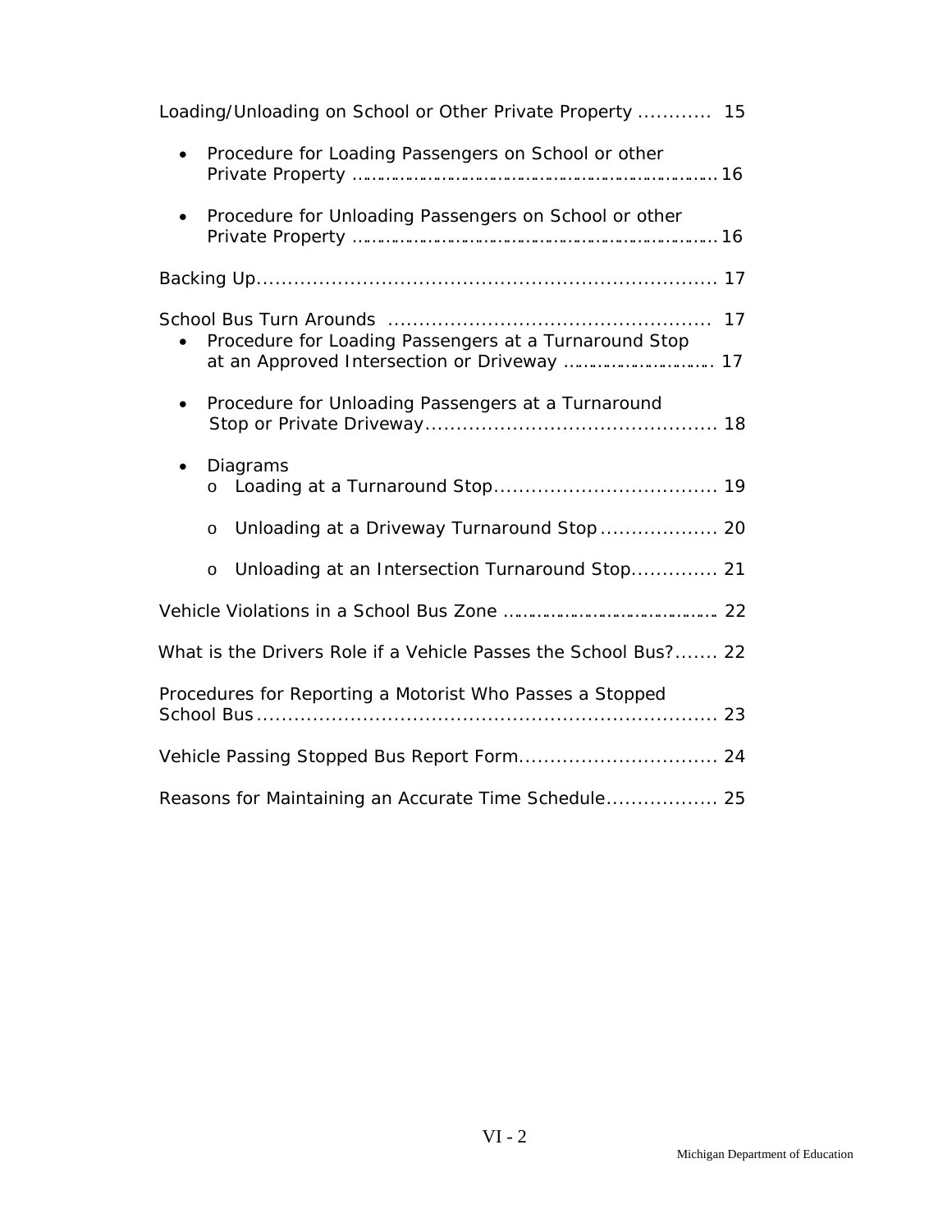Loading/Unloading on School or Other Private Property ........... 15

- Procedure for Loading Passengers on School or other Private Property ........................................................... 16
- Procedure for Unloading Passengers on School or other Private Property ........................................................... 16

Backing Up........................................................................ 17

School Bus Turn Arounds .................................................. 17

- Procedure for Loading Passengers at a Turnaround Stop at an Approved Intersection or Driveway ........................... 17
- Procedure for Unloading Passengers at a Turnaround Stop or Private Driveway............................................. 18
- Diagrams
  - Loading at a Turnaround Stop.................................... 19
  - Unloading at a Driveway Turnaround Stop................... 20
  - Unloading at an Intersection Turnaround Stop.............. 21

Vehicle Violations in a School Bus Zone ..................................... 22

What is the Drivers Role if a Vehicle Passes the School Bus?....... 22

Procedures for Reporting a Motorist Who Passes a Stopped School Bus........................................................................ 23

Vehicle Passing Stopped Bus Report Form................................ 24

Reasons for Maintaining an Accurate Time Schedule.................. 25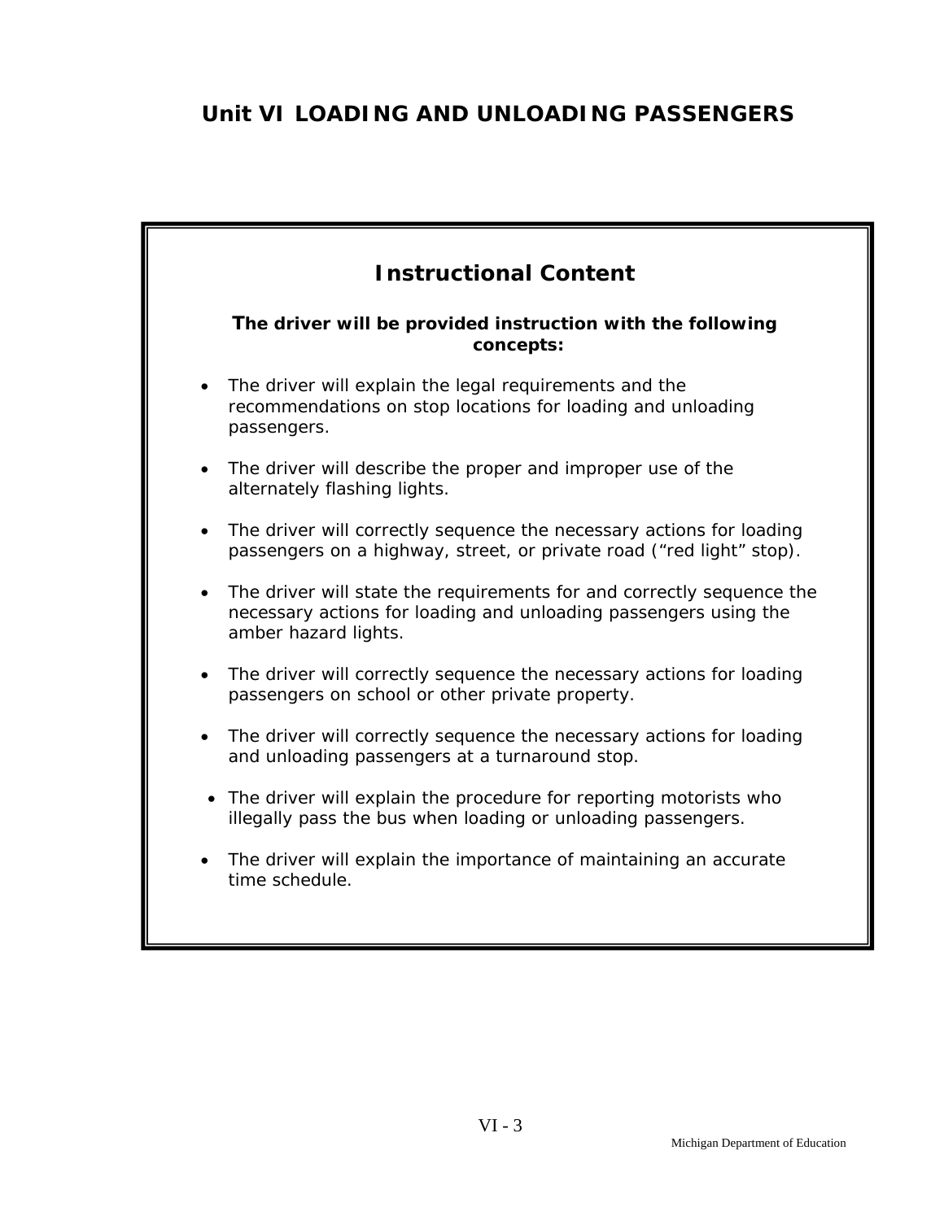# Unit VI LOADING AND UNLOADING PASSENGERS

## Instructional Content

**The driver will be provided instruction with the following concepts:**

- The driver will explain the legal requirements and the recommendations on stop locations for loading and unloading passengers.
- The driver will describe the proper and improper use of the alternately flashing lights.
- The driver will correctly sequence the necessary actions for loading passengers on a highway, street, or private road ("red light" stop).
- The driver will state the requirements for and correctly sequence the necessary actions for loading and unloading passengers using the amber hazard lights.
- The driver will correctly sequence the necessary actions for loading passengers on school or other private property.
- The driver will correctly sequence the necessary actions for loading and unloading passengers at a turnaround stop.
- The driver will explain the procedure for reporting motorists who illegally pass the bus when loading or unloading passengers.
- The driver will explain the importance of maintaining an accurate time schedule.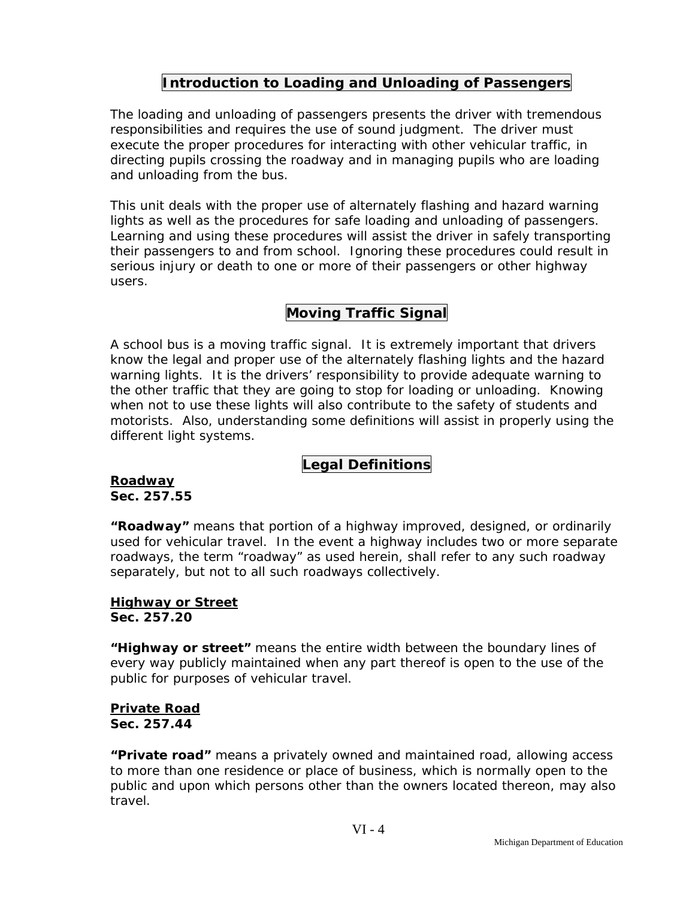## Introduction to Loading and Unloading of Passengers

The loading and unloading of passengers presents the driver with tremendous responsibilities and requires the use of sound judgment. The driver must execute the proper procedures for interacting with other vehicular traffic, in directing pupils crossing the roadway and in managing pupils who are loading and unloading from the bus.

This unit deals with the proper use of alternately flashing and hazard warning lights as well as the procedures for safe loading and unloading of passengers. Learning and using these procedures will assist the driver in safely transporting their passengers to and from school. Ignoring these procedures could result in serious injury or death to one or more of their passengers or other highway users.

## Moving Traffic Signal

A school bus is a moving traffic signal. It is extremely important that drivers know the legal and proper use of the alternately flashing lights and the hazard warning lights. It is the drivers' responsibility to provide adequate warning to the other traffic that they are going to stop for loading or unloading. Knowing when not to use these lights will also contribute to the safety of students and motorists. Also, understanding some definitions will assist in properly using the different light systems.

## Legal Definitions

**Roadway**
**Sec. 257.55**

**"Roadway"** means that portion of a highway improved, designed, or ordinarily used for vehicular travel. In the event a highway includes two or more separate roadways, the term "roadway" as used herein, shall refer to any such roadway separately, but not to all such roadways collectively.

**Highway or Street**
**Sec. 257.20**

**"Highway or street"** means the entire width between the boundary lines of every way publicly maintained when any part thereof is open to the use of the public for purposes of vehicular travel.

**Private Road**
**Sec. 257.44**

**"Private road"** means a privately owned and maintained road, allowing access to more than one residence or place of business, which is normally open to the public and upon which persons other than the owners located thereon, may also travel.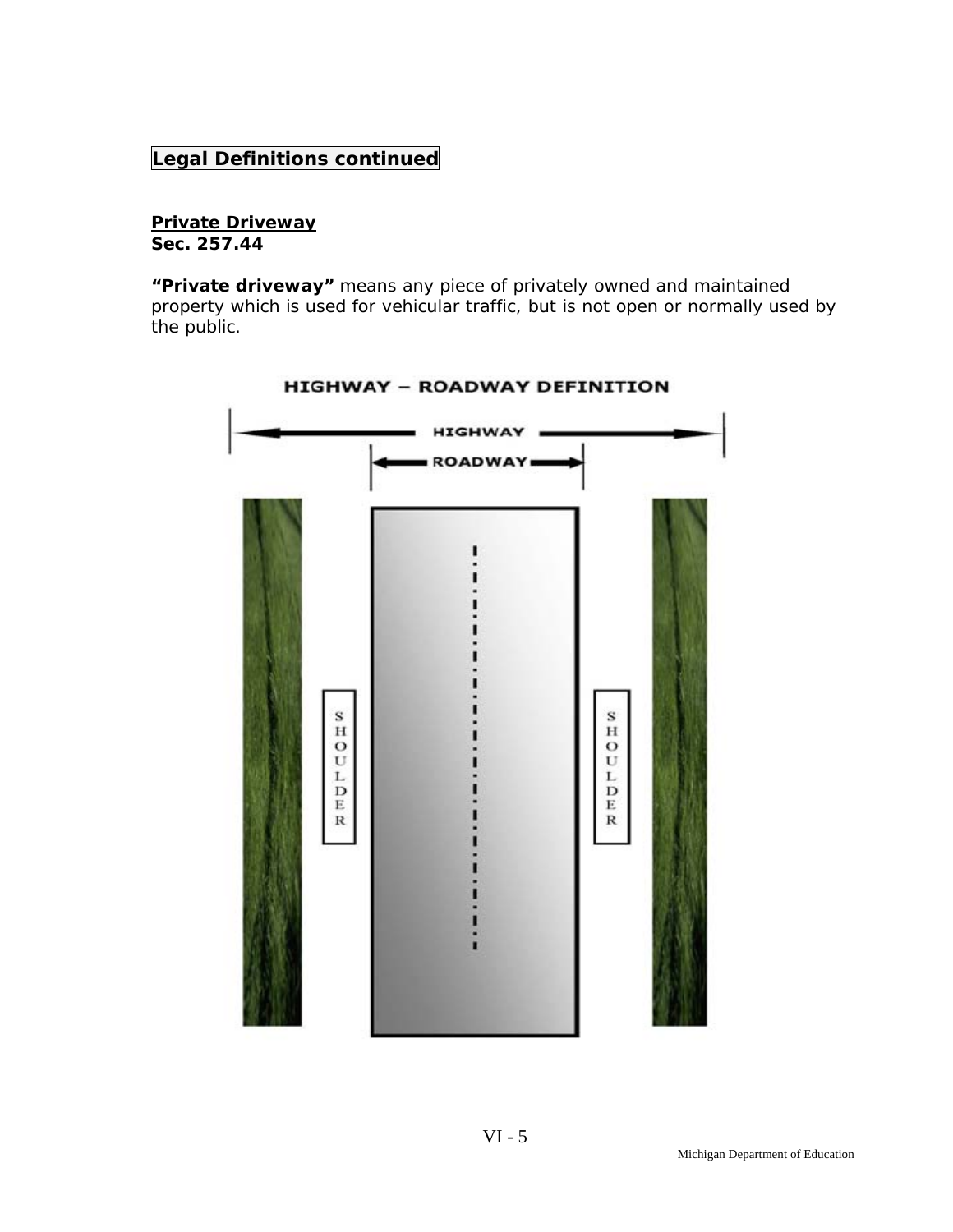**Legal Definitions continued**

**Private Driveway**
**Sec. 257.44**

***"Private driveway"*** means any piece of privately owned and maintained property which is used for vehicular traffic, but is not open or normally used by the public.

HIGHWAY – ROADWAY DEFINITION

HIGHWAY

ROADWAY

SHOULDER

SHOULDER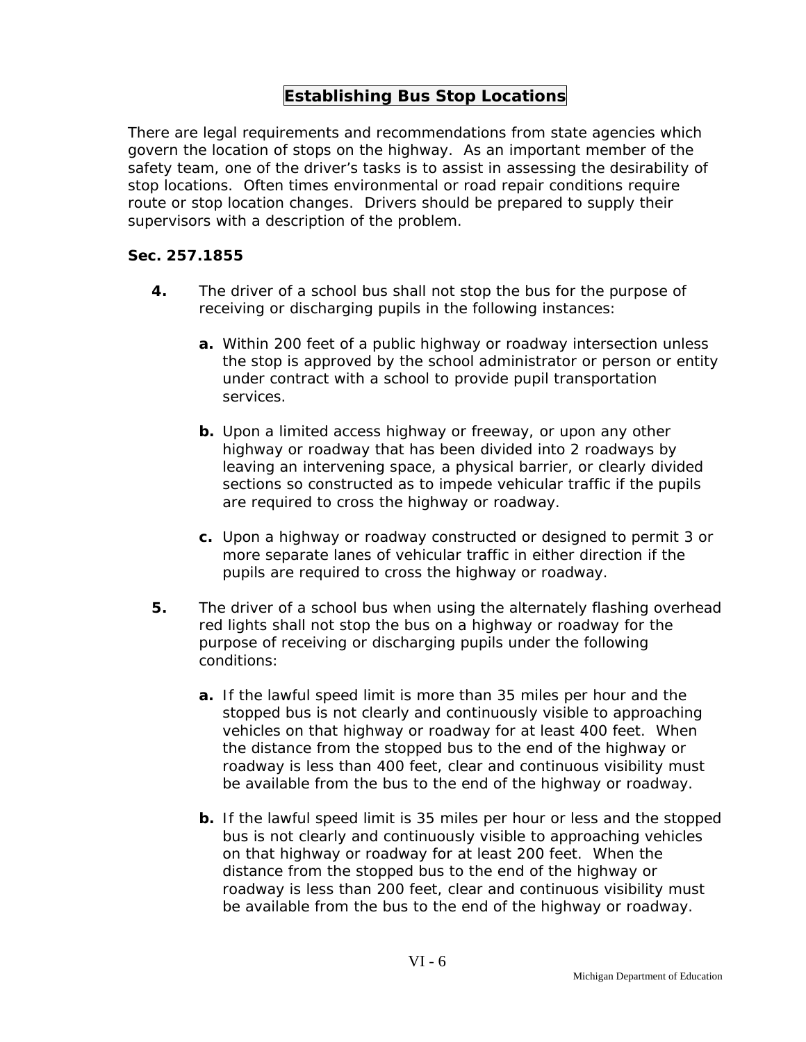## Establishing Bus Stop Locations

There are legal requirements and recommendations from state agencies which govern the location of stops on the highway. As an important member of the safety team, one of the driver's tasks is to assist in assessing the desirability of stop locations. Often times environmental or road repair conditions require route or stop location changes. Drivers should be prepared to supply their supervisors with a description of the problem.

**Sec. 257.1855**

**4.** The driver of a school bus shall not stop the bus for the purpose of receiving or discharging pupils in the following instances:

- **a.** Within 200 feet of a public highway or roadway intersection unless the stop is approved by the school administrator or person or entity under contract with a school to provide pupil transportation services.

- **b.** Upon a limited access highway or freeway, or upon any other highway or roadway that has been divided into 2 roadways by leaving an intervening space, a physical barrier, or clearly divided sections so constructed as to impede vehicular traffic if the pupils are required to cross the highway or roadway.

- **c.** Upon a highway or roadway constructed or designed to permit 3 or more separate lanes of vehicular traffic in either direction if the pupils are required to cross the highway or roadway.

**5.** The driver of a school bus when using the alternately flashing overhead red lights shall not stop the bus on a highway or roadway for the purpose of receiving or discharging pupils under the following conditions:

- **a.** If the lawful speed limit is more than 35 miles per hour and the stopped bus is not clearly and continuously visible to approaching vehicles on that highway or roadway for at least 400 feet. When the distance from the stopped bus to the end of the highway or roadway is less than 400 feet, clear and continuous visibility must be available from the bus to the end of the highway or roadway.

- **b.** If the lawful speed limit is 35 miles per hour or less and the stopped bus is not clearly and continuously visible to approaching vehicles on that highway or roadway for at least 200 feet. When the distance from the stopped bus to the end of the highway or roadway is less than 200 feet, clear and continuous visibility must be available from the bus to the end of the highway or roadway.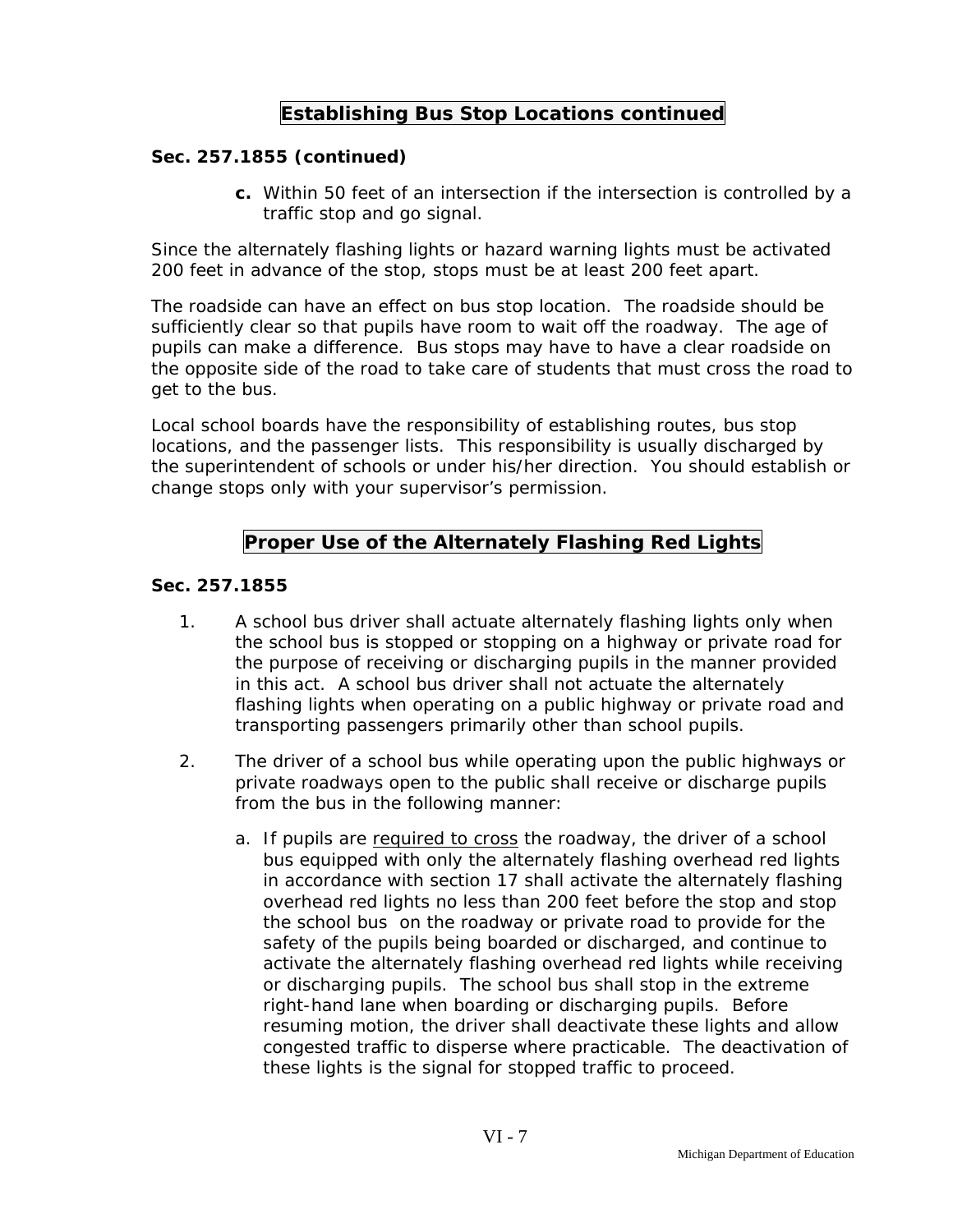## Establishing Bus Stop Locations continued

**Sec. 257.1855 (continued)**

**c.** Within 50 feet of an intersection if the intersection is controlled by a traffic stop and go signal.

Since the alternately flashing lights or hazard warning lights must be activated 200 feet in advance of the stop, stops must be at least 200 feet apart.

The roadside can have an effect on bus stop location. The roadside should be sufficiently clear so that pupils have room to wait off the roadway. The age of pupils can make a difference. Bus stops may have to have a clear roadside on the opposite side of the road to take care of students that must cross the road to get to the bus.

Local school boards have the responsibility of establishing routes, bus stop locations, and the passenger lists. This responsibility is usually discharged by the superintendent of schools or under his/her direction. You should establish or change stops only with your supervisor's permission.

## Proper Use of the Alternately Flashing Red Lights

**Sec. 257.1855**

1. A school bus driver shall actuate alternately flashing lights only when the school bus is stopped or stopping on a highway or private road for the purpose of receiving or discharging pupils in the manner provided in this act. A school bus driver shall not actuate the alternately flashing lights when operating on a public highway or private road and transporting passengers primarily other than school pupils.

2. The driver of a school bus while operating upon the public highways or private roadways open to the public shall receive or discharge pupils from the bus in the following manner:

   a. If pupils are <u>required to cross</u> the roadway, the driver of a school bus equipped with only the alternately flashing overhead red lights in accordance with section 17 shall activate the alternately flashing overhead red lights no less than 200 feet before the stop and stop the school bus on the roadway or private road to provide for the safety of the pupils being boarded or discharged, and continue to activate the alternately flashing overhead red lights while receiving or discharging pupils. The school bus shall stop in the extreme right-hand lane when boarding or discharging pupils. Before resuming motion, the driver shall deactivate these lights and allow congested traffic to disperse where practicable. The deactivation of these lights is the signal for stopped traffic to proceed.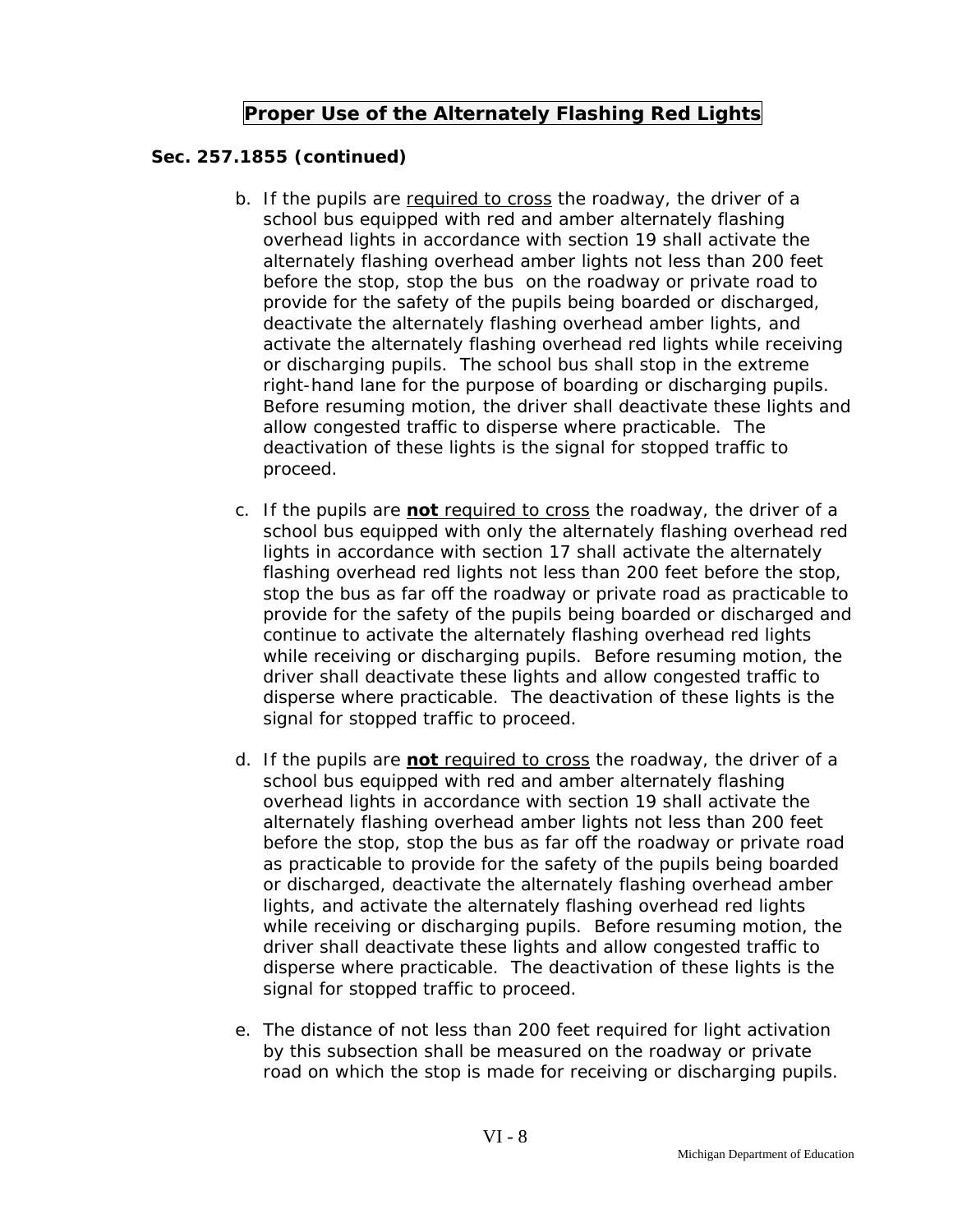# Proper Use of the Alternately Flashing Red Lights

**Sec. 257.1855 (continued)**

b. If the pupils are required to cross the roadway, the driver of a school bus equipped with red and amber alternately flashing overhead lights in accordance with section 19 shall activate the alternately flashing overhead amber lights not less than 200 feet before the stop, stop the bus on the roadway or private road to provide for the safety of the pupils being boarded or discharged, deactivate the alternately flashing overhead amber lights, and activate the alternately flashing overhead red lights while receiving or discharging pupils. The school bus shall stop in the extreme right-hand lane for the purpose of boarding or discharging pupils. Before resuming motion, the driver shall deactivate these lights and allow congested traffic to disperse where practicable. The deactivation of these lights is the signal for stopped traffic to proceed.

c. If the pupils are **not** required to cross the roadway, the driver of a school bus equipped with only the alternately flashing overhead red lights in accordance with section 17 shall activate the alternately flashing overhead red lights not less than 200 feet before the stop, stop the bus as far off the roadway or private road as practicable to provide for the safety of the pupils being boarded or discharged and continue to activate the alternately flashing overhead red lights while receiving or discharging pupils. Before resuming motion, the driver shall deactivate these lights and allow congested traffic to disperse where practicable. The deactivation of these lights is the signal for stopped traffic to proceed.

d. If the pupils are **not** required to cross the roadway, the driver of a school bus equipped with red and amber alternately flashing overhead lights in accordance with section 19 shall activate the alternately flashing overhead amber lights not less than 200 feet before the stop, stop the bus as far off the roadway or private road as practicable to provide for the safety of the pupils being boarded or discharged, deactivate the alternately flashing overhead amber lights, and activate the alternately flashing overhead red lights while receiving or discharging pupils. Before resuming motion, the driver shall deactivate these lights and allow congested traffic to disperse where practicable. The deactivation of these lights is the signal for stopped traffic to proceed.

e. The distance of not less than 200 feet required for light activation by this subsection shall be measured on the roadway or private road on which the stop is made for receiving or discharging pupils.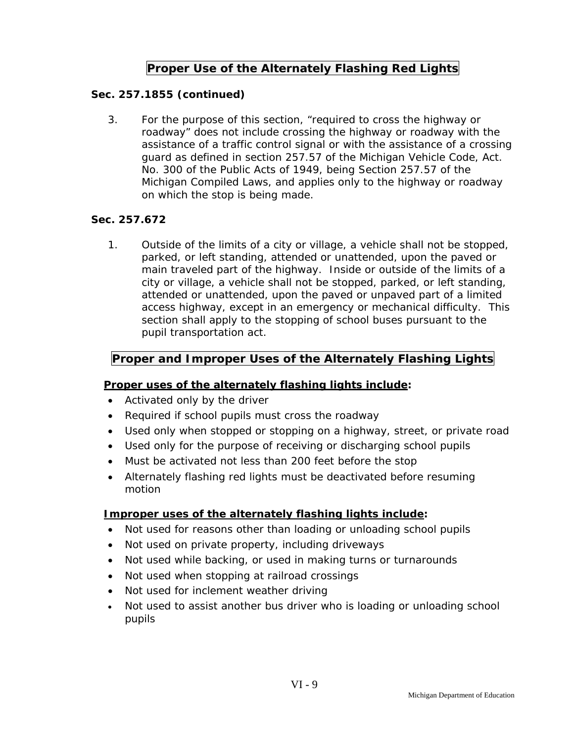## Proper Use of the Alternately Flashing Red Lights

**Sec. 257.1855 (continued)**

3. For the purpose of this section, "required to cross the highway or roadway" does not include crossing the highway or roadway with the assistance of a traffic control signal or with the assistance of a crossing guard as defined in section 257.57 of the Michigan Vehicle Code, Act. No. 300 of the Public Acts of 1949, being Section 257.57 of the Michigan Compiled Laws, and applies only to the highway or roadway on which the stop is being made.

**Sec. 257.672**

1. Outside of the limits of a city or village, a vehicle shall not be stopped, parked, or left standing, attended or unattended, upon the paved or main traveled part of the highway. Inside or outside of the limits of a city or village, a vehicle shall not be stopped, parked, or left standing, attended or unattended, upon the paved or unpaved part of a limited access highway, except in an emergency or mechanical difficulty. This section shall apply to the stopping of school buses pursuant to the pupil transportation act.

## Proper and Improper Uses of the Alternately Flashing Lights

**Proper uses of the alternately flashing lights include:**

- Activated only by the driver
- Required if school pupils must cross the roadway
- Used only when stopped or stopping on a highway, street, or private road
- Used only for the purpose of receiving or discharging school pupils
- Must be activated not less than 200 feet before the stop
- Alternately flashing red lights must be deactivated before resuming motion

**Improper uses of the alternately flashing lights include:**

- Not used for reasons other than loading or unloading school pupils
- Not used on private property, including driveways
- Not used while backing, or used in making turns or turnarounds
- Not used when stopping at railroad crossings
- Not used for inclement weather driving
- Not used to assist another bus driver who is loading or unloading school pupils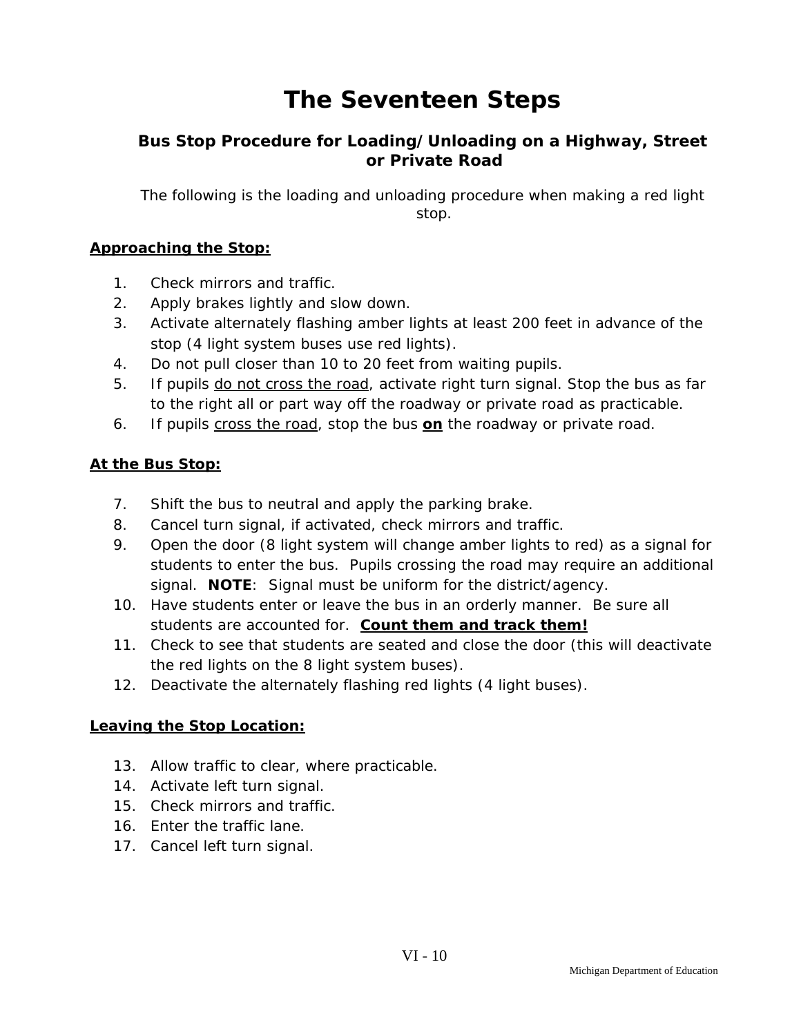# The Seventeen Steps

## Bus Stop Procedure for Loading/Unloading on a Highway, Street or Private Road

The following is the loading and unloading procedure when making a red light stop.

**<u>Approaching the Stop:</u>**

1. Check mirrors and traffic.
2. Apply brakes lightly and slow down.
3. Activate alternately flashing amber lights at least 200 feet in advance of the stop (4 light system buses use red lights).
4. Do not pull closer than 10 to 20 feet from waiting pupils.
5. If pupils <u>do not cross the road</u>, activate right turn signal. Stop the bus as far to the right all or part way off the roadway or private road as practicable.
6. If pupils <u>cross the road</u>, stop the bus **<u>on</u>** the roadway or private road.

**<u>At the Bus Stop:</u>**

7. Shift the bus to neutral and apply the parking brake.
8. Cancel turn signal, if activated, check mirrors and traffic.
9. Open the door (8 light system will change amber lights to red) as a signal for students to enter the bus. Pupils crossing the road may require an additional signal. **NOTE**: Signal must be uniform for the district/agency.
10. Have students enter or leave the bus in an orderly manner. Be sure all students are accounted for. **<u>Count them and track them!</u>**
11. Check to see that students are seated and close the door (this will deactivate the red lights on the 8 light system buses).
12. Deactivate the alternately flashing red lights (4 light buses).

**<u>Leaving the Stop Location:</u>**

13. Allow traffic to clear, where practicable.
14. Activate left turn signal.
15. Check mirrors and traffic.
16. Enter the traffic lane.
17. Cancel left turn signal.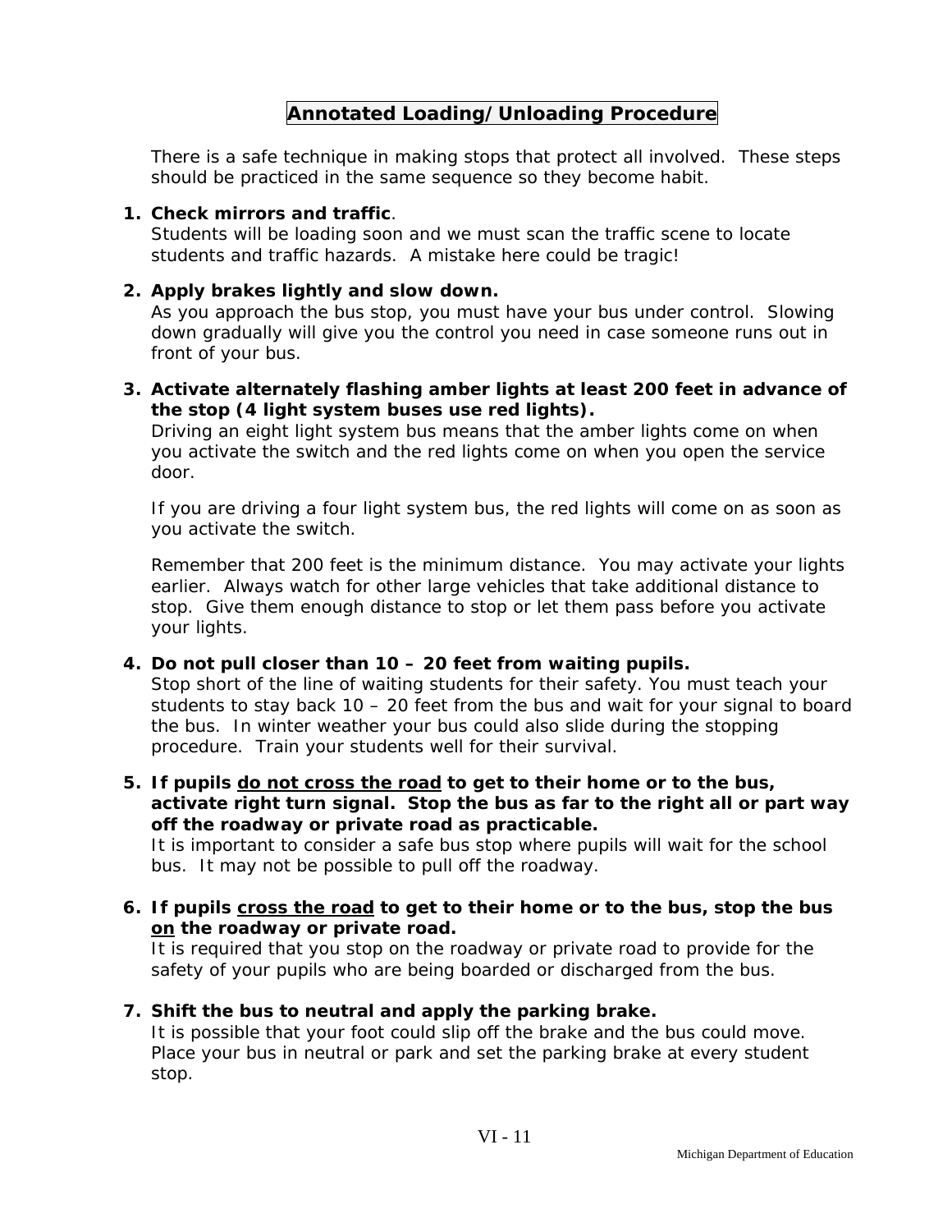# Annotated Loading/Unloading Procedure

There is a safe technique in making stops that protect all involved. These steps should be practiced in the same sequence so they become habit.

1. **Check mirrors and traffic**.
   Students will be loading soon and we must scan the traffic scene to locate students and traffic hazards. A mistake here could be tragic!

2. **Apply brakes lightly and slow down.**
   As you approach the bus stop, you must have your bus under control. Slowing down gradually will give you the control you need in case someone runs out in front of your bus.

3. **Activate alternately flashing amber lights at least 200 feet in advance of the stop (4 light system buses use red lights).**
   Driving an eight light system bus means that the amber lights come on when you activate the switch and the red lights come on when you open the service door.

   If you are driving a four light system bus, the red lights will come on as soon as you activate the switch.

   Remember that 200 feet is the minimum distance. You may activate your lights earlier. Always watch for other large vehicles that take additional distance to stop. Give them enough distance to stop or let them pass before you activate your lights.

4. **Do not pull closer than 10 – 20 feet from waiting pupils.**
   Stop short of the line of waiting students for their safety. You must teach your students to stay back 10 – 20 feet from the bus and wait for your signal to board the bus. In winter weather your bus could also slide during the stopping procedure. Train your students well for their survival.

5. **If pupils <u>do not cross the road</u> to get to their home or to the bus, activate right turn signal. Stop the bus as far to the right all or part way off the roadway or private road as practicable.**
   It is important to consider a safe bus stop where pupils will wait for the school bus. It may not be possible to pull off the roadway.

6. **If pupils <u>cross the road</u> to get to their home or to the bus, stop the bus <u>on</u> the roadway or private road.**
   It is required that you stop on the roadway or private road to provide for the safety of your pupils who are being boarded or discharged from the bus.

7. **Shift the bus to neutral and apply the parking brake.**
   It is possible that your foot could slip off the brake and the bus could move. Place your bus in neutral or park and set the parking brake at every student stop.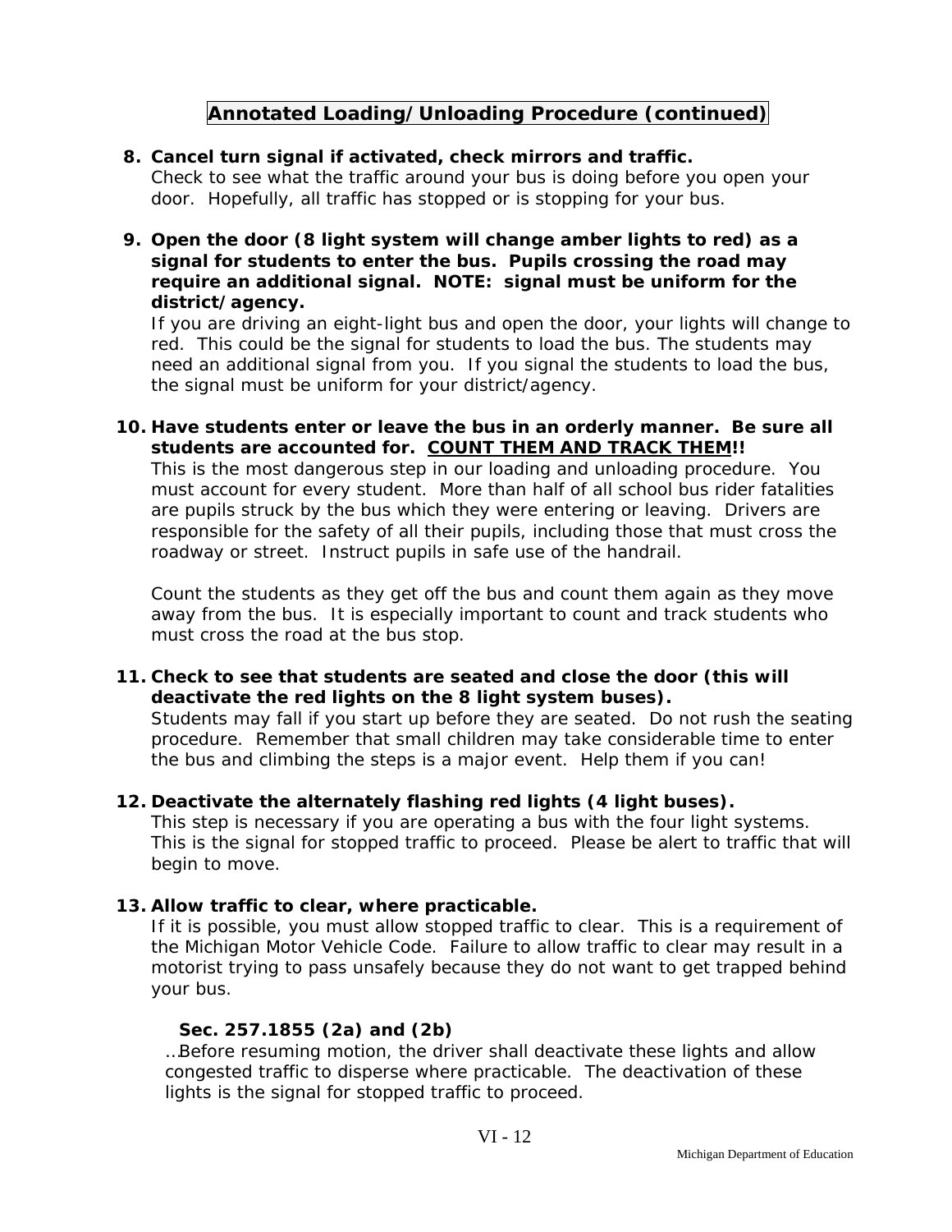## Annotated Loading/Unloading Procedure (continued)

8. **Cancel turn signal if activated, check mirrors and traffic.**
   Check to see what the traffic around your bus is doing before you open your door. Hopefully, all traffic has stopped or is stopping for your bus.

9. **Open the door (8 light system will change amber lights to red) as a signal for students to enter the bus. Pupils crossing the road may require an additional signal. NOTE: signal must be uniform for the district/agency.**
   If you are driving an eight-light bus and open the door, your lights will change to red. This could be the signal for students to load the bus. The students may need an additional signal from you. If you signal the students to load the bus, the signal must be uniform for your district/agency.

10. **Have students enter or leave the bus in an orderly manner. Be sure all students are accounted for. COUNT THEM AND TRACK THEM!!**
    This is the most dangerous step in our loading and unloading procedure. You must account for every student. More than half of all school bus rider fatalities are pupils struck by the bus which they were entering or leaving. Drivers are responsible for the safety of all their pupils, including those that must cross the roadway or street. Instruct pupils in safe use of the handrail.

    Count the students as they get off the bus and count them again as they move away from the bus. It is especially important to count and track students who must cross the road at the bus stop.

11. **Check to see that students are seated and close the door (this will deactivate the red lights on the 8 light system buses).**
    Students may fall if you start up before they are seated. Do not rush the seating procedure. Remember that small children may take considerable time to enter the bus and climbing the steps is a major event. Help them if you can!

12. **Deactivate the alternately flashing red lights (4 light buses).**
    This step is necessary if you are operating a bus with the four light systems. This is the signal for stopped traffic to proceed. Please be alert to traffic that will begin to move.

13. **Allow traffic to clear, where practicable.**
    If it is possible, you must allow stopped traffic to clear. This is a requirement of the Michigan Motor Vehicle Code. Failure to allow traffic to clear may result in a motorist trying to pass unsafely because they do not want to get trapped behind your bus.

    **Sec. 257.1855 (2a) and (2b)**
    …Before resuming motion, the driver shall deactivate these lights and allow congested traffic to disperse where practicable. The deactivation of these lights is the signal for stopped traffic to proceed.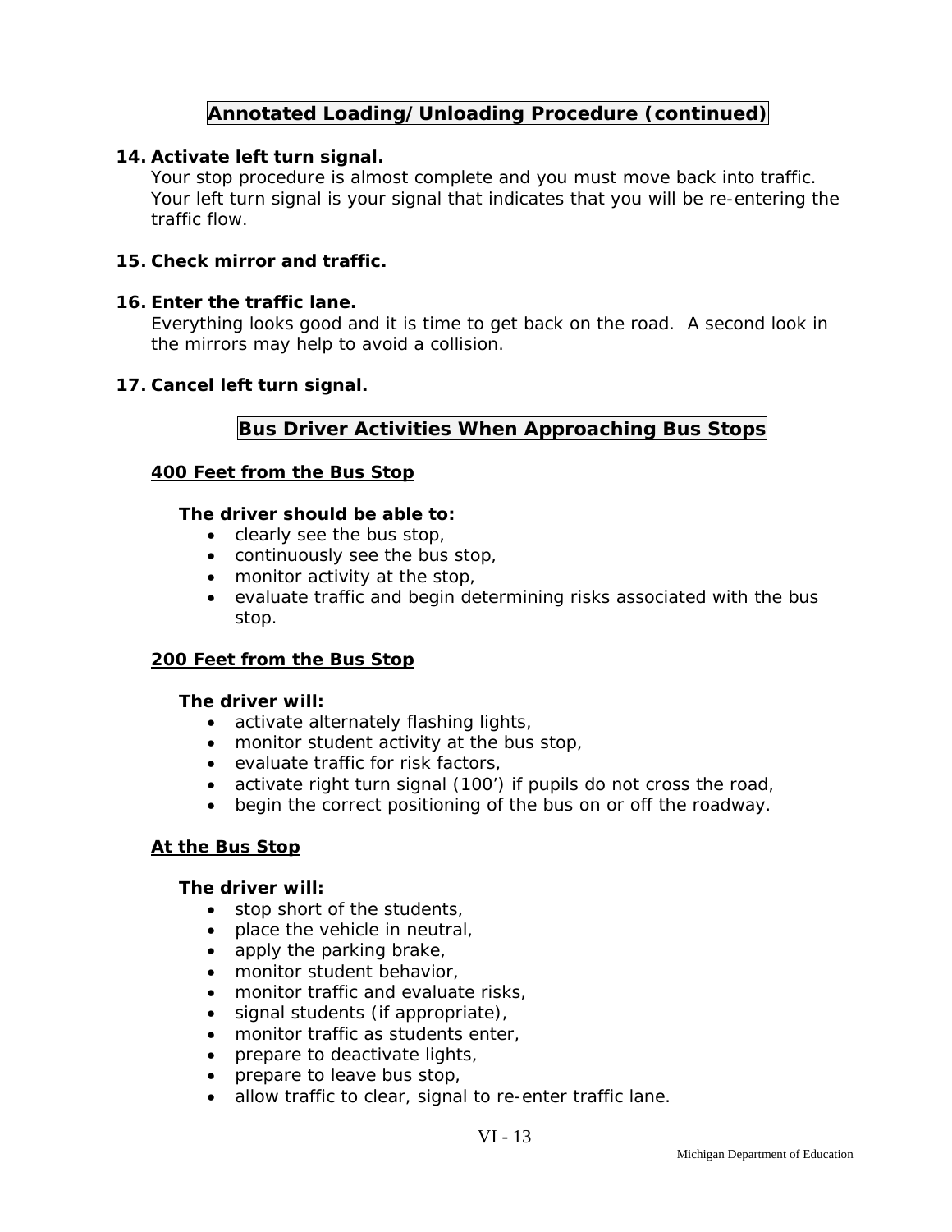## Annotated Loading/Unloading Procedure (continued)

**14. Activate left turn signal.**
Your stop procedure is almost complete and you must move back into traffic. Your left turn signal is your signal that indicates that you will be re-entering the traffic flow.

**15. Check mirror and traffic.**

**16. Enter the traffic lane.**
Everything looks good and it is time to get back on the road. A second look in the mirrors may help to avoid a collision.

**17. Cancel left turn signal.**

## Bus Driver Activities When Approaching Bus Stops

### 400 Feet from the Bus Stop

**The driver should be able to:**

- clearly see the bus stop,
- continuously see the bus stop,
- monitor activity at the stop,
- evaluate traffic and begin determining risks associated with the bus stop.

### 200 Feet from the Bus Stop

**The driver will:**

- activate alternately flashing lights,
- monitor student activity at the bus stop,
- evaluate traffic for risk factors,
- activate right turn signal (100') if pupils do not cross the road,
- begin the correct positioning of the bus on or off the roadway.

### At the Bus Stop

**The driver will:**

- stop short of the students,
- place the vehicle in neutral,
- apply the parking brake,
- monitor student behavior,
- monitor traffic and evaluate risks,
- signal students (if appropriate),
- monitor traffic as students enter,
- prepare to deactivate lights,
- prepare to leave bus stop,
- allow traffic to clear, signal to re-enter traffic lane.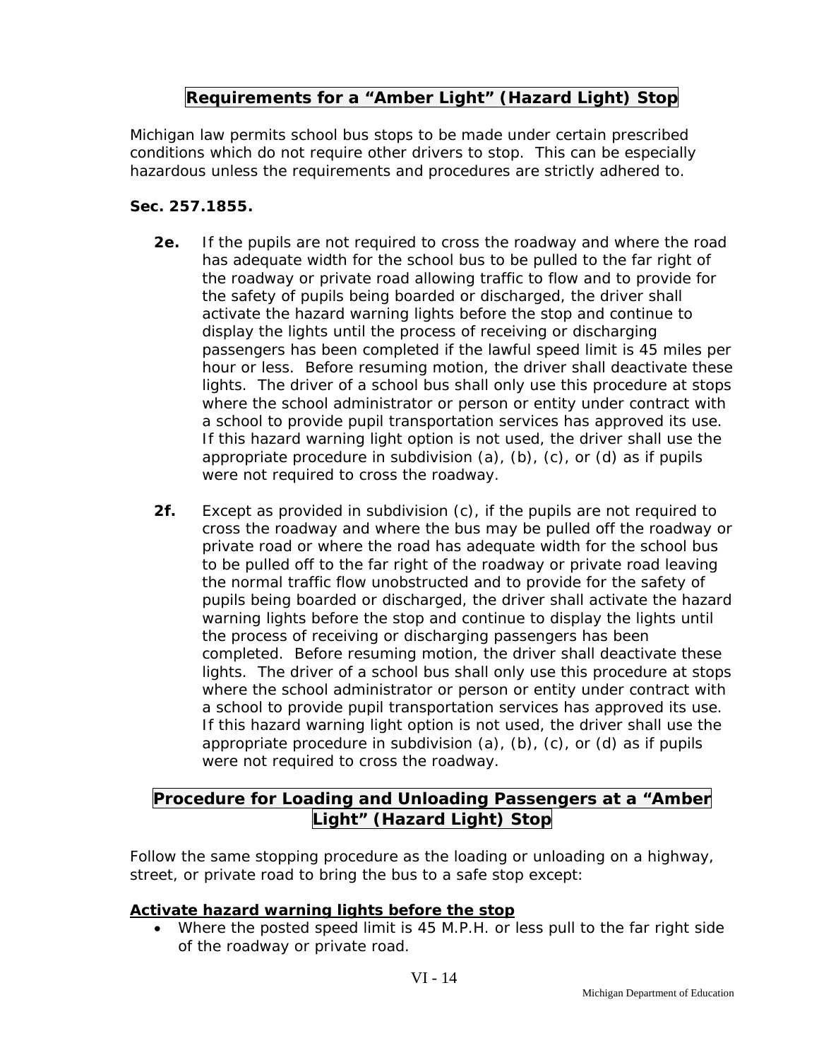## Requirements for a "Amber Light" (Hazard Light) Stop

Michigan law permits school bus stops to be made under certain prescribed conditions which do not require other drivers to stop. This can be especially hazardous unless the requirements and procedures are strictly adhered to.

**Sec. 257.1855.**

**2e.** If the pupils are not required to cross the roadway and where the road has adequate width for the school bus to be pulled to the far right of the roadway or private road allowing traffic to flow and to provide for the safety of pupils being boarded or discharged, the driver shall activate the hazard warning lights before the stop and continue to display the lights until the process of receiving or discharging passengers has been completed if the lawful speed limit is 45 miles per hour or less. Before resuming motion, the driver shall deactivate these lights. The driver of a school bus shall only use this procedure at stops where the school administrator or person or entity under contract with a school to provide pupil transportation services has approved its use. If this hazard warning light option is not used, the driver shall use the appropriate procedure in subdivision (a), (b), (c), or (d) as if pupils were not required to cross the roadway.

**2f.** Except as provided in subdivision (c), if the pupils are not required to cross the roadway and where the bus may be pulled off the roadway or private road or where the road has adequate width for the school bus to be pulled off to the far right of the roadway or private road leaving the normal traffic flow unobstructed and to provide for the safety of pupils being boarded or discharged, the driver shall activate the hazard warning lights before the stop and continue to display the lights until the process of receiving or discharging passengers has been completed. Before resuming motion, the driver shall deactivate these lights. The driver of a school bus shall only use this procedure at stops where the school administrator or person or entity under contract with a school to provide pupil transportation services has approved its use. If this hazard warning light option is not used, the driver shall use the appropriate procedure in subdivision (a), (b), (c), or (d) as if pupils were not required to cross the roadway.

## Procedure for Loading and Unloading Passengers at a "Amber Light" (Hazard Light) Stop

Follow the same stopping procedure as the loading or unloading on a highway, street, or private road to bring the bus to a safe stop except:

**Activate hazard warning lights before the stop**

- Where the posted speed limit is 45 M.P.H. or less pull to the far right side of the roadway or private road.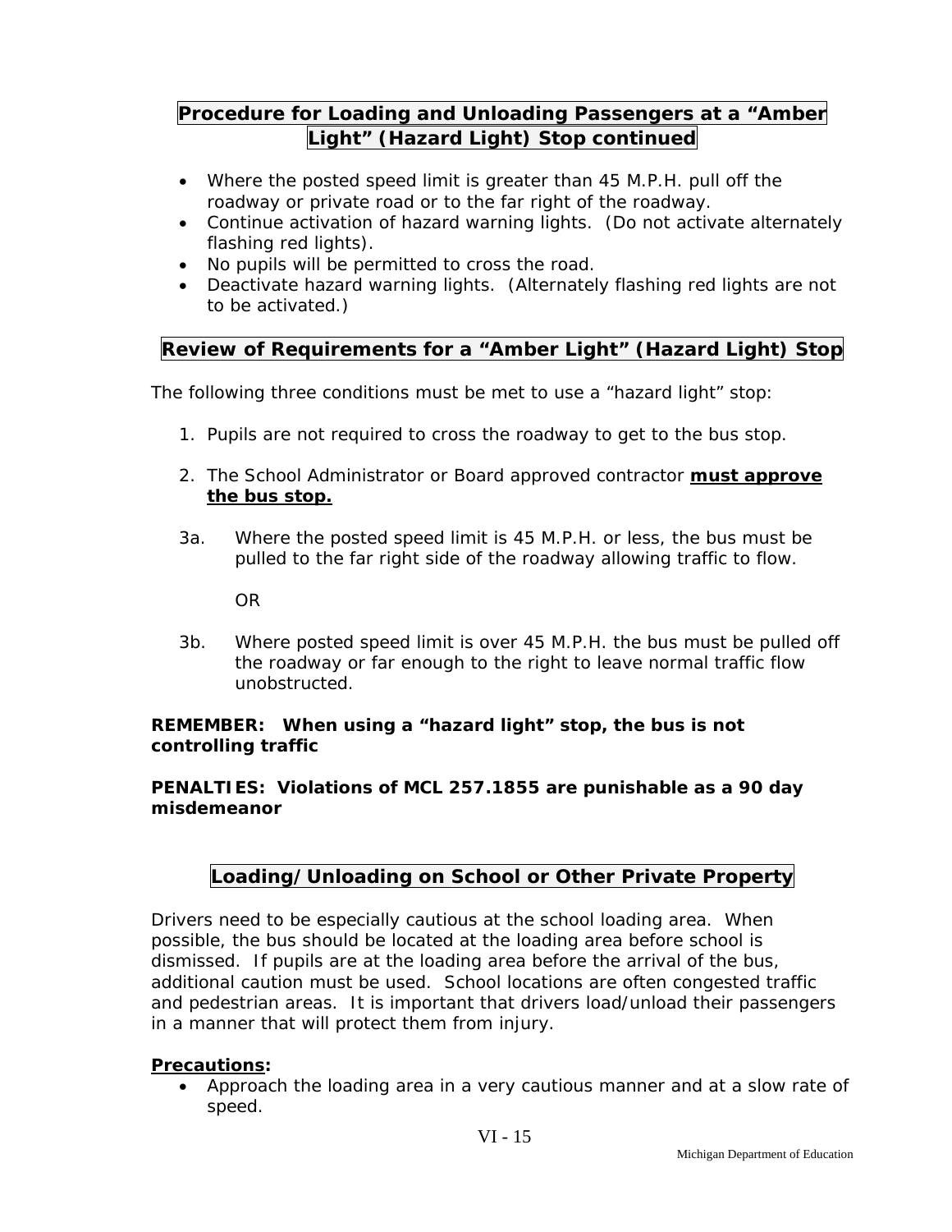## Procedure for Loading and Unloading Passengers at a "Amber Light" (Hazard Light) Stop continued

- Where the posted speed limit is greater than 45 M.P.H. pull off the roadway or private road or to the far right of the roadway.
- Continue activation of hazard warning lights. (Do not activate alternately flashing red lights).
- No pupils will be permitted to cross the road.
- Deactivate hazard warning lights. (Alternately flashing red lights are not to be activated.)

## Review of Requirements for a "Amber Light" (Hazard Light) Stop

The following three conditions must be met to use a "hazard light" stop:

1. Pupils are not required to cross the roadway to get to the bus stop.

2. The School Administrator or Board approved contractor **<u>must approve the bus stop.</u>**

3a. Where the posted speed limit is 45 M.P.H. or less, the bus must be pulled to the far right side of the roadway allowing traffic to flow.

OR

3b. Where posted speed limit is over 45 M.P.H. the bus must be pulled off the roadway or far enough to the right to leave normal traffic flow unobstructed.

**REMEMBER: When using a "hazard light" stop, the bus is not controlling traffic**

**PENALTIES: Violations of MCL 257.1855 are punishable as a 90 day misdemeanor**

## Loading/Unloading on School or Other Private Property

Drivers need to be especially cautious at the school loading area. When possible, the bus should be located at the loading area before school is dismissed. If pupils are at the loading area before the arrival of the bus, additional caution must be used. School locations are often congested traffic and pedestrian areas. It is important that drivers load/unload their passengers in a manner that will protect them from injury.

**<u>Precautions</u>:**

- Approach the loading area in a very cautious manner and at a slow rate of speed.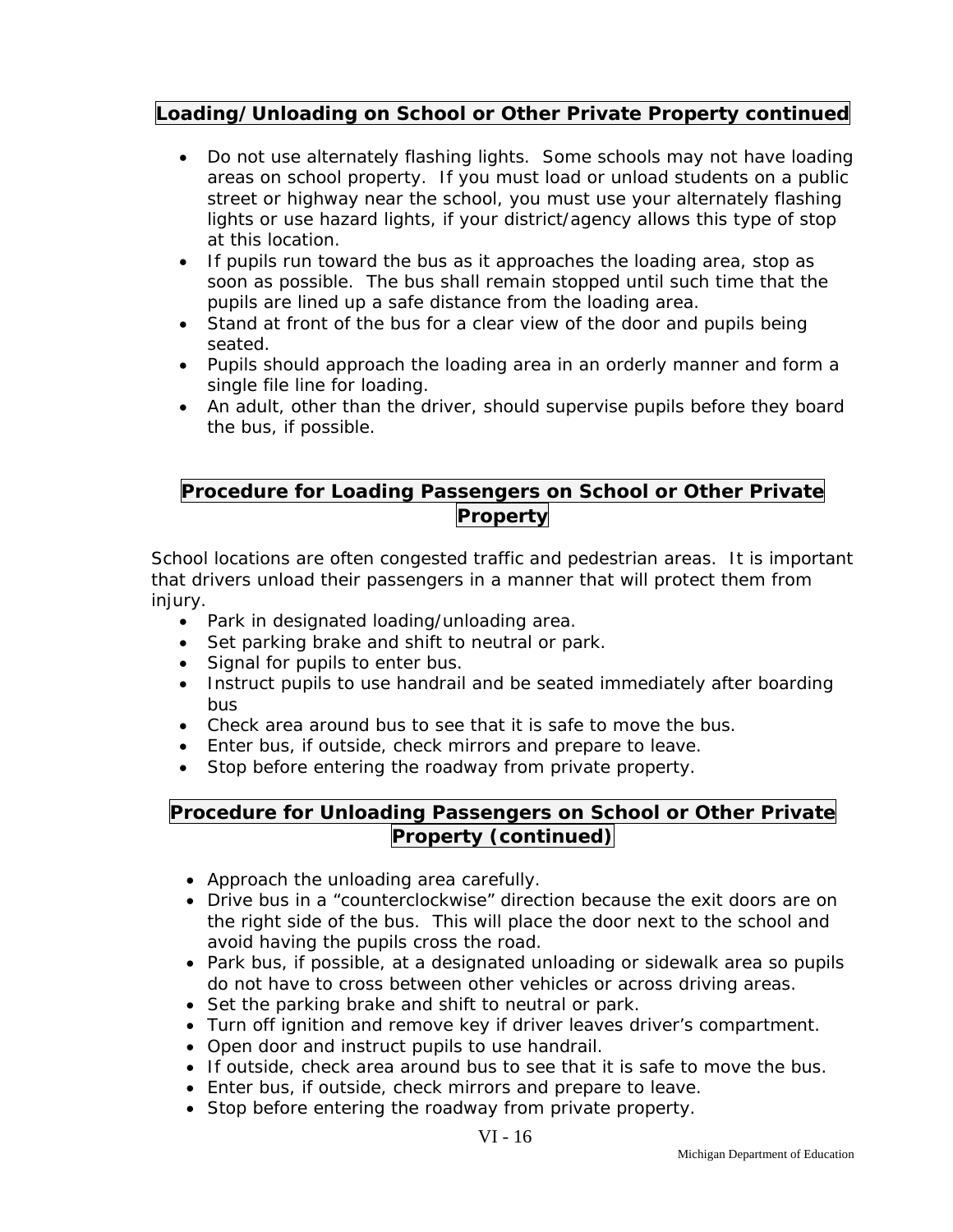## Loading/Unloading on School or Other Private Property continued

- Do not use alternately flashing lights. Some schools may not have loading areas on school property. If you must load or unload students on a public street or highway near the school, you must use your alternately flashing lights or use hazard lights, if your district/agency allows this type of stop at this location.
- If pupils run toward the bus as it approaches the loading area, stop as soon as possible. The bus shall remain stopped until such time that the pupils are lined up a safe distance from the loading area.
- Stand at front of the bus for a clear view of the door and pupils being seated.
- Pupils should approach the loading area in an orderly manner and form a single file line for loading.
- An adult, other than the driver, should supervise pupils before they board the bus, if possible.

## Procedure for Loading Passengers on School or Other Private Property

School locations are often congested traffic and pedestrian areas. It is important that drivers unload their passengers in a manner that will protect them from injury.

- Park in designated loading/unloading area.
- Set parking brake and shift to neutral or park.
- Signal for pupils to enter bus.
- Instruct pupils to use handrail and be seated immediately after boarding bus
- Check area around bus to see that it is safe to move the bus.
- Enter bus, if outside, check mirrors and prepare to leave.
- Stop before entering the roadway from private property.

## Procedure for Unloading Passengers on School or Other Private Property (continued)

- Approach the unloading area carefully.
- Drive bus in a "counterclockwise" direction because the exit doors are on the right side of the bus. This will place the door next to the school and avoid having the pupils cross the road.
- Park bus, if possible, at a designated unloading or sidewalk area so pupils do not have to cross between other vehicles or across driving areas.
- Set the parking brake and shift to neutral or park.
- Turn off ignition and remove key if driver leaves driver's compartment.
- Open door and instruct pupils to use handrail.
- If outside, check area around bus to see that it is safe to move the bus.
- Enter bus, if outside, check mirrors and prepare to leave.
- Stop before entering the roadway from private property.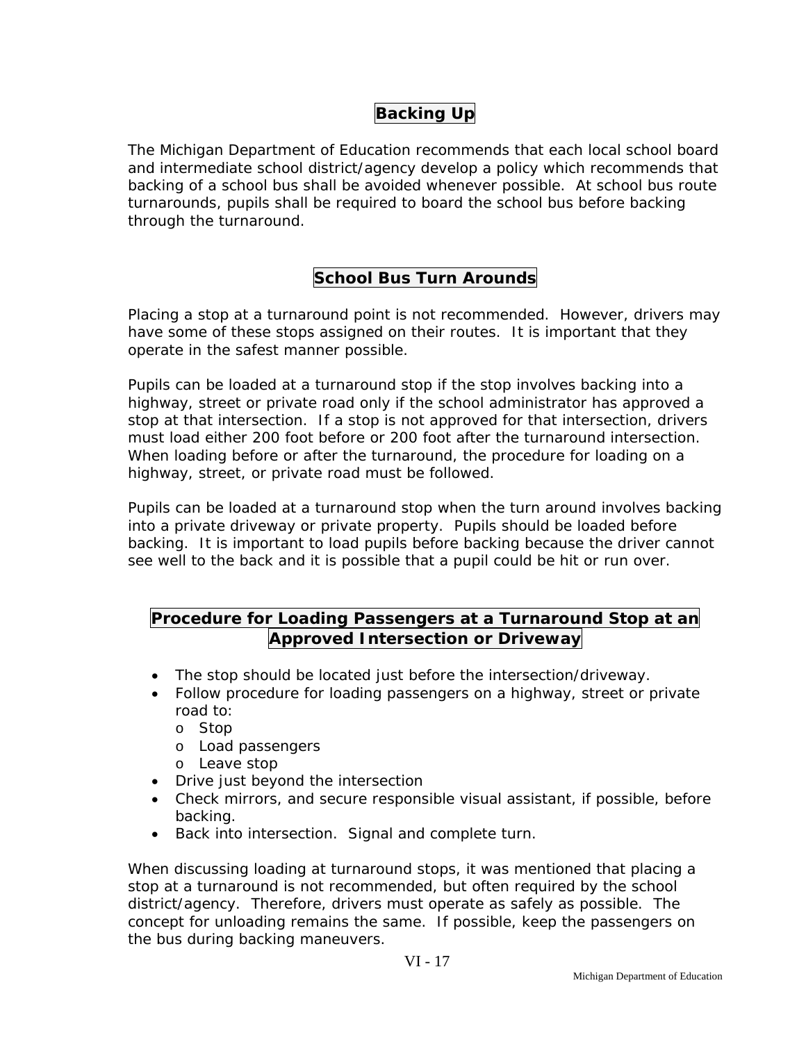## Backing Up

The Michigan Department of Education recommends that each local school board and intermediate school district/agency develop a policy which recommends that backing of a school bus shall be avoided whenever possible. At school bus route turnarounds, pupils shall be required to board the school bus before backing through the turnaround.

## School Bus Turn Arounds

Placing a stop at a turnaround point is not recommended. However, drivers may have some of these stops assigned on their routes. It is important that they operate in the safest manner possible.

Pupils can be loaded at a turnaround stop if the stop involves backing into a highway, street or private road only if the school administrator has approved a stop at that intersection. If a stop is not approved for that intersection, drivers must load either 200 foot before or 200 foot after the turnaround intersection. When loading before or after the turnaround, the procedure for loading on a highway, street, or private road must be followed.

Pupils can be loaded at a turnaround stop when the turn around involves backing into a private driveway or private property. Pupils should be loaded before backing. It is important to load pupils before backing because the driver cannot see well to the back and it is possible that a pupil could be hit or run over.

## Procedure for Loading Passengers at a Turnaround Stop at an Approved Intersection or Driveway

- The stop should be located just before the intersection/driveway.
- Follow procedure for loading passengers on a highway, street or private road to:
  - Stop
  - Load passengers
  - Leave stop
- Drive just beyond the intersection
- Check mirrors, and secure responsible visual assistant, if possible, before backing.
- Back into intersection. Signal and complete turn.

When discussing loading at turnaround stops, it was mentioned that placing a stop at a turnaround is not recommended, but often required by the school district/agency. Therefore, drivers must operate as safely as possible. The concept for unloading remains the same. If possible, keep the passengers on the bus during backing maneuvers.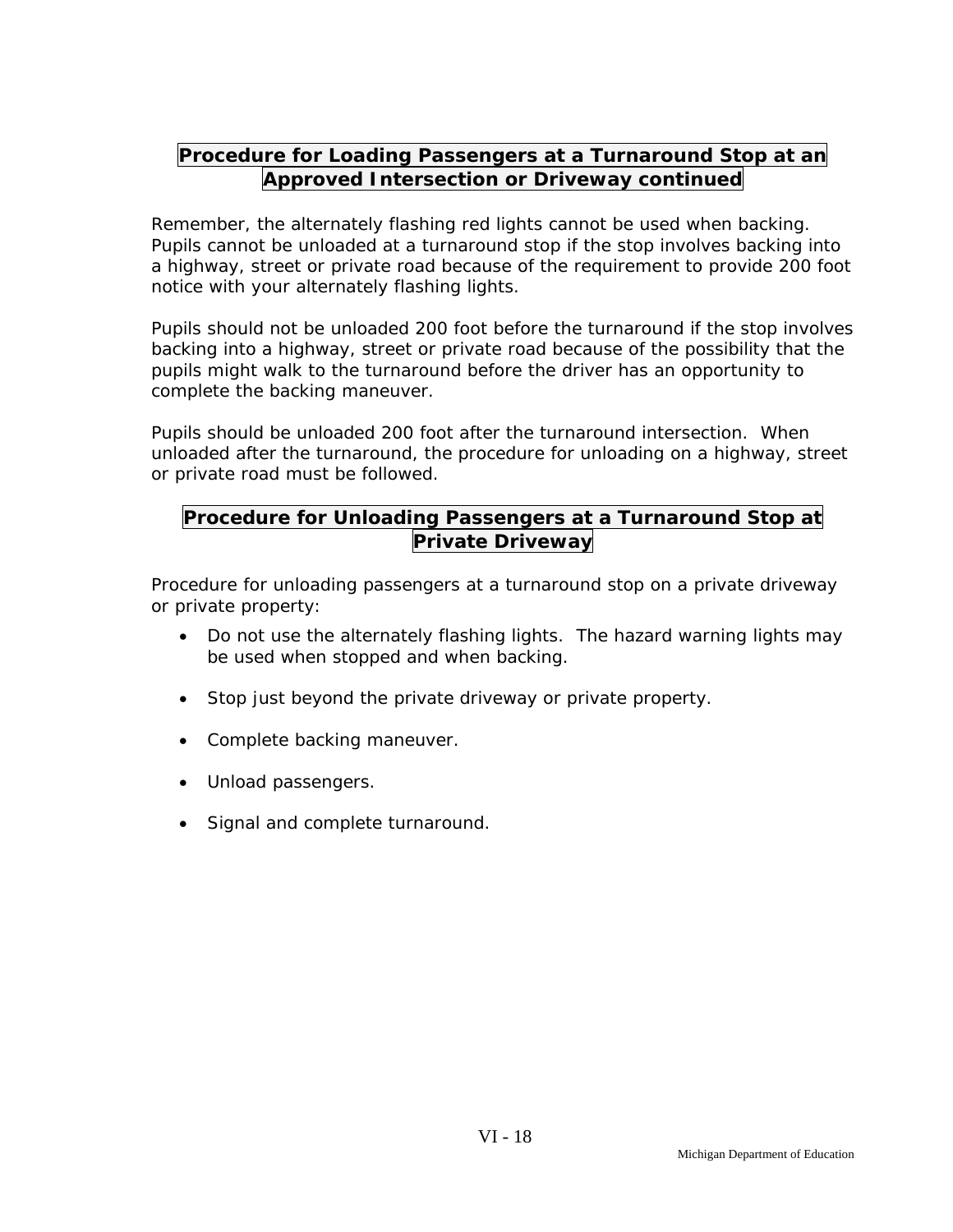## Procedure for Loading Passengers at a Turnaround Stop at an Approved Intersection or Driveway continued

Remember, the alternately flashing red lights cannot be used when backing. Pupils cannot be unloaded at a turnaround stop if the stop involves backing into a highway, street or private road because of the requirement to provide 200 foot notice with your alternately flashing lights.

Pupils should not be unloaded 200 foot before the turnaround if the stop involves backing into a highway, street or private road because of the possibility that the pupils might walk to the turnaround before the driver has an opportunity to complete the backing maneuver.

Pupils should be unloaded 200 foot after the turnaround intersection. When unloaded after the turnaround, the procedure for unloading on a highway, street or private road must be followed.

## Procedure for Unloading Passengers at a Turnaround Stop at Private Driveway

Procedure for unloading passengers at a turnaround stop on a private driveway or private property:

- Do not use the alternately flashing lights. The hazard warning lights may be used when stopped and when backing.
- Stop just beyond the private driveway or private property.
- Complete backing maneuver.
- Unload passengers.
- Signal and complete turnaround.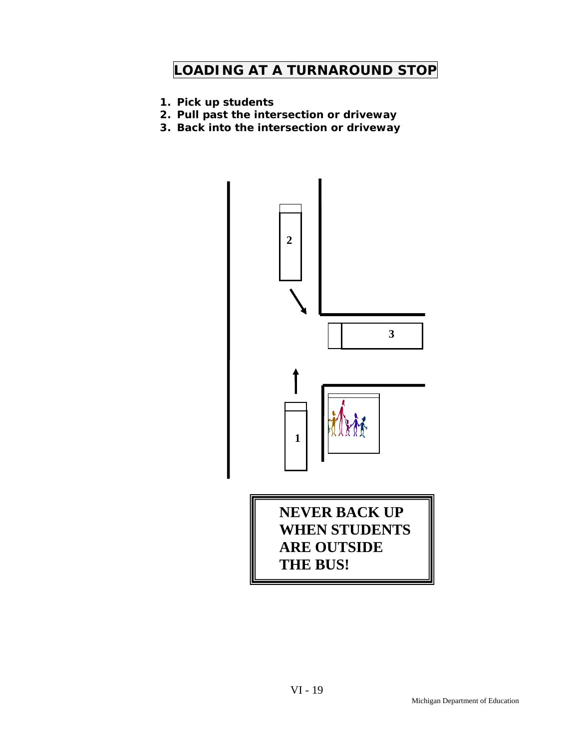# LOADING AT A TURNAROUND STOP

1. **Pick up students**
2. **Pull past the intersection or driveway**
3. **Back into the intersection or driveway**

2

3

1

**NEVER BACK UP WHEN STUDENTS ARE OUTSIDE THE BUS!**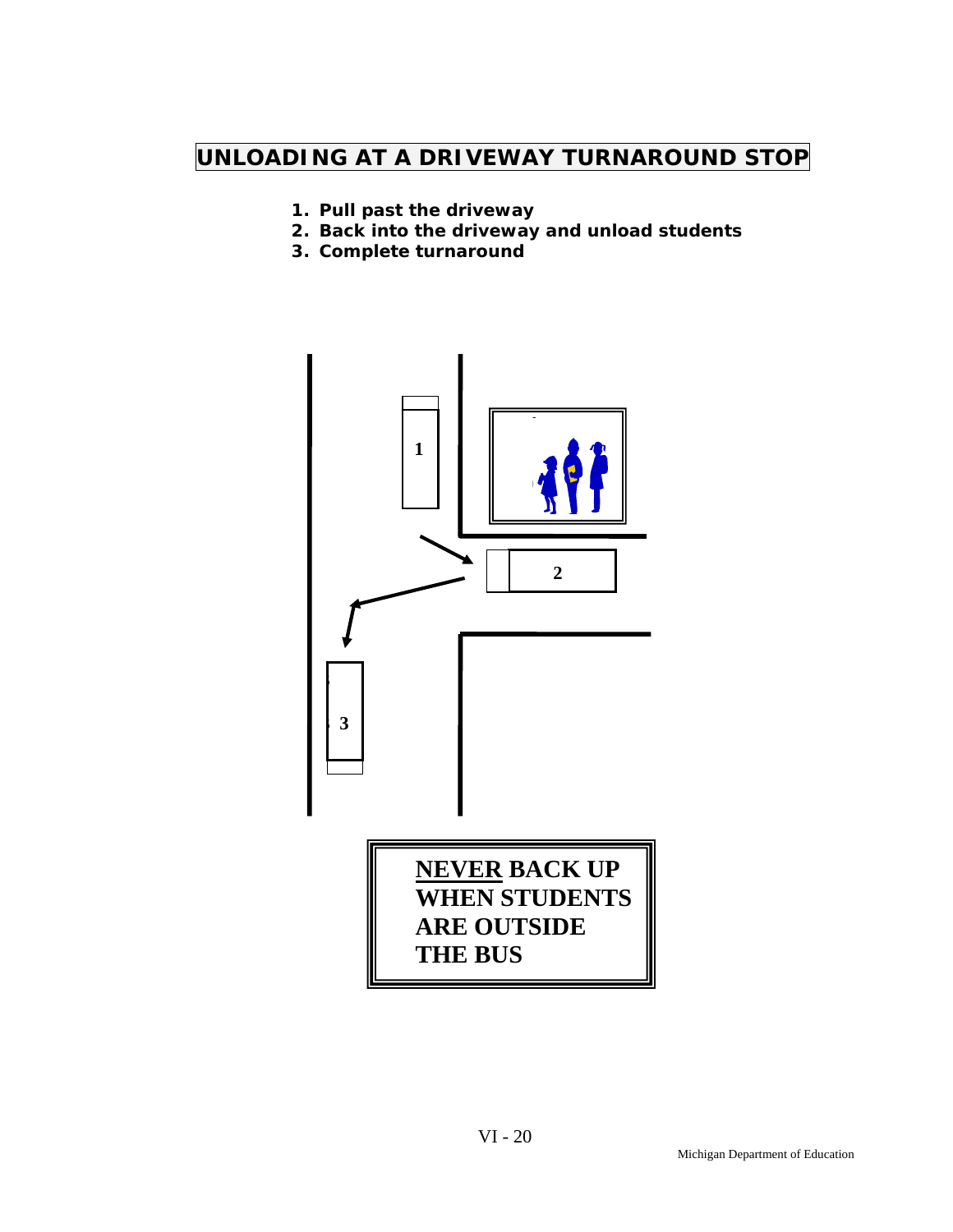# UNLOADING AT A DRIVEWAY TURNAROUND STOP

1. **Pull past the driveway**
2. **Back into the driveway and unload students**
3. **Complete turnaround**

1

2

3

**NEVER BACK UP WHEN STUDENTS ARE OUTSIDE THE BUS**

Michigan Department of Education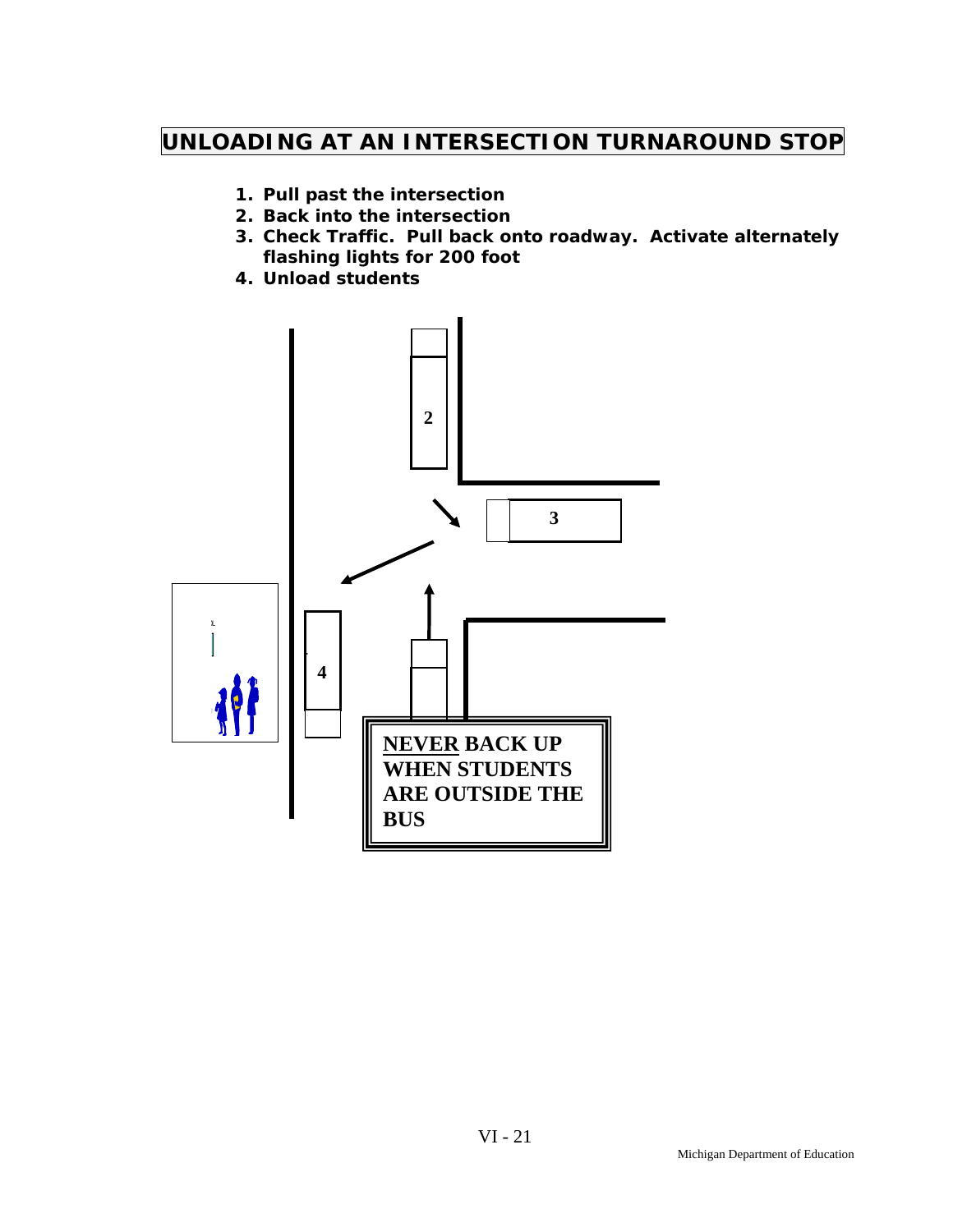# UNLOADING AT AN INTERSECTION TURNAROUND STOP

1. **Pull past the intersection**
2. **Back into the intersection**
3. **Check Traffic. Pull back onto roadway. Activate alternately flashing lights for 200 foot**
4. **Unload students**

2

3

4

**NEVER BACK UP WHEN STUDENTS ARE OUTSIDE THE BUS**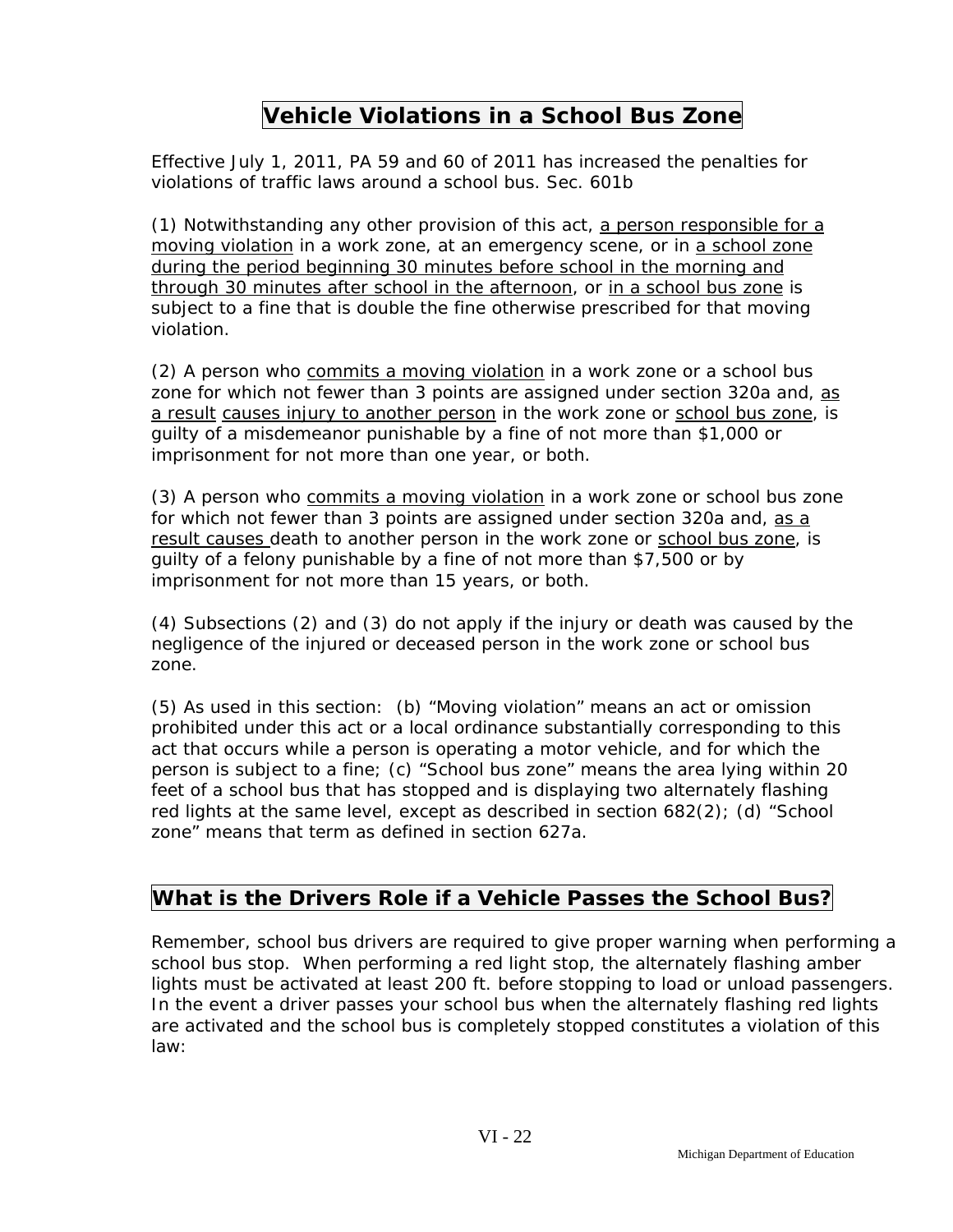## Vehicle Violations in a School Bus Zone

Effective July 1, 2011, PA 59 and 60 of 2011 has increased the penalties for violations of traffic laws around a school bus. Sec. 601b

(1) Notwithstanding any other provision of this act, a person responsible for a moving violation in a work zone, at an emergency scene, or in a school zone during the period beginning 30 minutes before school in the morning and through 30 minutes after school in the afternoon, or in a school bus zone is subject to a fine that is double the fine otherwise prescribed for that moving violation.

(2) A person who commits a moving violation in a work zone or a school bus zone for which not fewer than 3 points are assigned under section 320a and, as a result causes injury to another person in the work zone or school bus zone, is guilty of a misdemeanor punishable by a fine of not more than $1,000 or imprisonment for not more than one year, or both.

(3) A person who commits a moving violation in a work zone or school bus zone for which not fewer than 3 points are assigned under section 320a and, as a result causes death to another person in the work zone or school bus zone, is guilty of a felony punishable by a fine of not more than $7,500 or by imprisonment for not more than 15 years, or both.

(4) Subsections (2) and (3) do not apply if the injury or death was caused by the negligence of the injured or deceased person in the work zone or school bus zone.

(5) As used in this section: (b) "Moving violation" means an act or omission prohibited under this act or a local ordinance substantially corresponding to this act that occurs while a person is operating a motor vehicle, and for which the person is subject to a fine; (c) "School bus zone" means the area lying within 20 feet of a school bus that has stopped and is displaying two alternately flashing red lights at the same level, except as described in section 682(2); (d) "School zone" means that term as defined in section 627a.

## What is the Drivers Role if a Vehicle Passes the School Bus?

Remember, school bus drivers are required to give proper warning when performing a school bus stop. When performing a red light stop, the alternately flashing amber lights must be activated at least 200 ft. before stopping to load or unload passengers. In the event a driver passes your school bus when the alternately flashing red lights are activated and the school bus is completely stopped constitutes a violation of this law: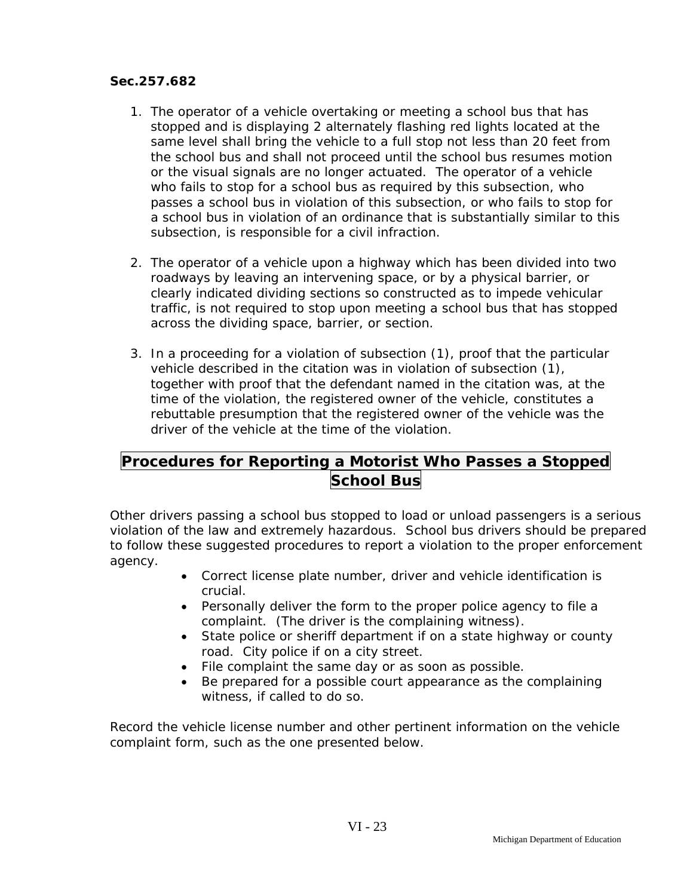**Sec.257.682**

1. The operator of a vehicle overtaking or meeting a school bus that has stopped and is displaying 2 alternately flashing red lights located at the same level shall bring the vehicle to a full stop not less than 20 feet from the school bus and shall not proceed until the school bus resumes motion or the visual signals are no longer actuated. The operator of a vehicle who fails to stop for a school bus as required by this subsection, who passes a school bus in violation of this subsection, or who fails to stop for a school bus in violation of an ordinance that is substantially similar to this subsection, is responsible for a civil infraction.

2. The operator of a vehicle upon a highway which has been divided into two roadways by leaving an intervening space, or by a physical barrier, or clearly indicated dividing sections so constructed as to impede vehicular traffic, is not required to stop upon meeting a school bus that has stopped across the dividing space, barrier, or section.

3. In a proceeding for a violation of subsection (1), proof that the particular vehicle described in the citation was in violation of subsection (1), together with proof that the defendant named in the citation was, at the time of the violation, the registered owner of the vehicle, constitutes a rebuttable presumption that the registered owner of the vehicle was the driver of the vehicle at the time of the violation.

## Procedures for Reporting a Motorist Who Passes a Stopped School Bus

Other drivers passing a school bus stopped to load or unload passengers is a serious violation of the law and extremely hazardous. School bus drivers should be prepared to follow these suggested procedures to report a violation to the proper enforcement agency.

- Correct license plate number, driver and vehicle identification is crucial.
- Personally deliver the form to the proper police agency to file a complaint. (The driver is the complaining witness).
- State police or sheriff department if on a state highway or county road. City police if on a city street.
- File complaint the same day or as soon as possible.
- Be prepared for a possible court appearance as the complaining witness, if called to do so.

Record the vehicle license number and other pertinent information on the vehicle complaint form, such as the one presented below.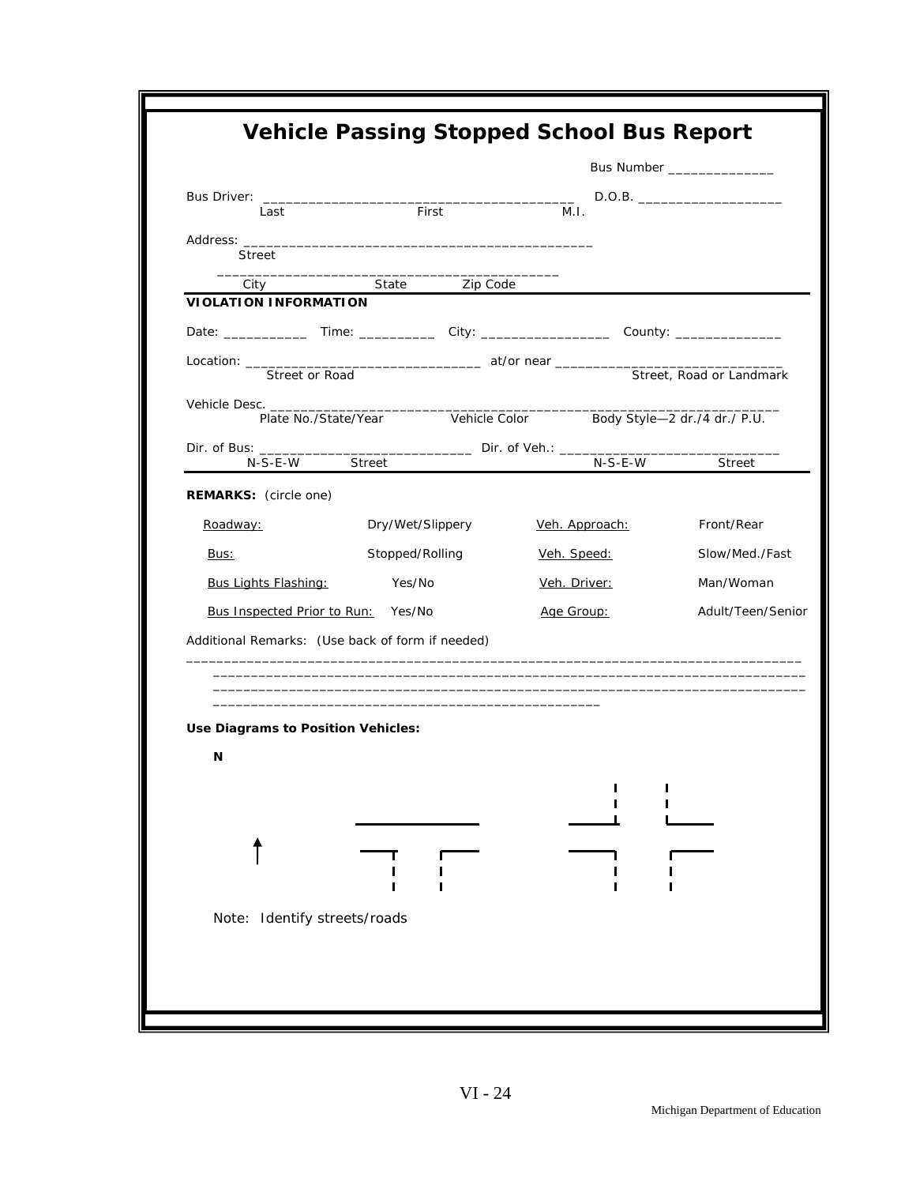# Vehicle Passing Stopped School Bus Report

Bus Number ______________

Bus Driver: ________________________________________ D.O.B. ___________________
Last First M.I.

Address: _______________________________________________
Street

_______________________________________________
City State Zip Code

**VIOLATION INFORMATION**

Date: ___________ Time: __________ City: _________________ County: ______________

Location: _______________________________ at/or near ______________________________
Street or Road Street, Road or Landmark

Vehicle Desc. ______________________________________________________________________
Plate No./State/Year Vehicle Color Body Style—2 dr./4 dr./ P.U.

Dir. of Bus: ____________________________ Dir. of Veh.: _____________________________
N-S-E-W Street N-S-E-W Street

**REMARKS:** (circle one)

| | | | |
|---|---|---|---|
| Roadway: | Dry/Wet/Slippery | Veh. Approach: | Front/Rear |
| Bus: | Stopped/Rolling | Veh. Speed: | Slow/Med./Fast |
| Bus Lights Flashing: | Yes/No | Veh. Driver: | Man/Woman |
| Bus Inspected Prior to Run: | Yes/No | Age Group: | Adult/Teen/Senior |

Additional Remarks: (Use back of form if needed)

_________________________________________________________________________________
_________________________________________________________________________________
_________________________________________________________________________________
__________________________________________________

**Use Diagrams to Position Vehicles:**

**N**

Note: Identify streets/roads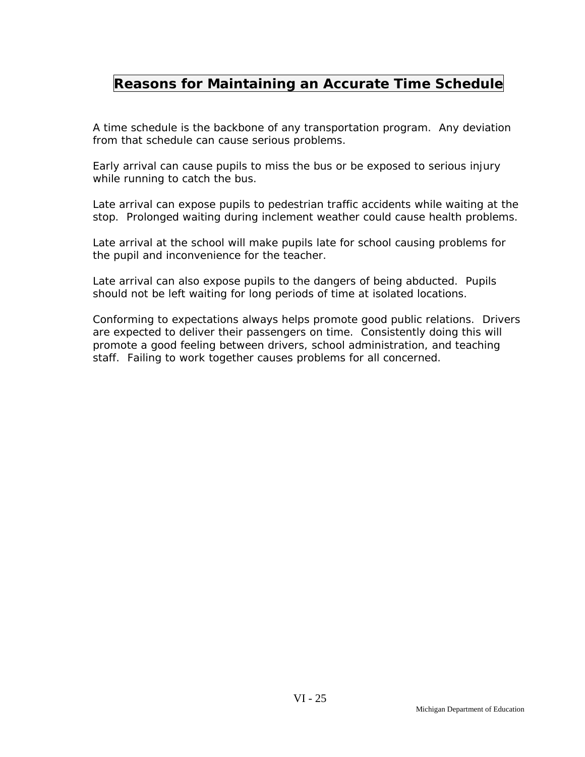# Reasons for Maintaining an Accurate Time Schedule

A time schedule is the backbone of any transportation program. Any deviation from that schedule can cause serious problems.

Early arrival can cause pupils to miss the bus or be exposed to serious injury while running to catch the bus.

Late arrival can expose pupils to pedestrian traffic accidents while waiting at the stop. Prolonged waiting during inclement weather could cause health problems.

Late arrival at the school will make pupils late for school causing problems for the pupil and inconvenience for the teacher.

Late arrival can also expose pupils to the dangers of being abducted. Pupils should not be left waiting for long periods of time at isolated locations.

Conforming to expectations always helps promote good public relations. Drivers are expected to deliver their passengers on time. Consistently doing this will promote a good feeling between drivers, school administration, and teaching staff. Failing to work together causes problems for all concerned.